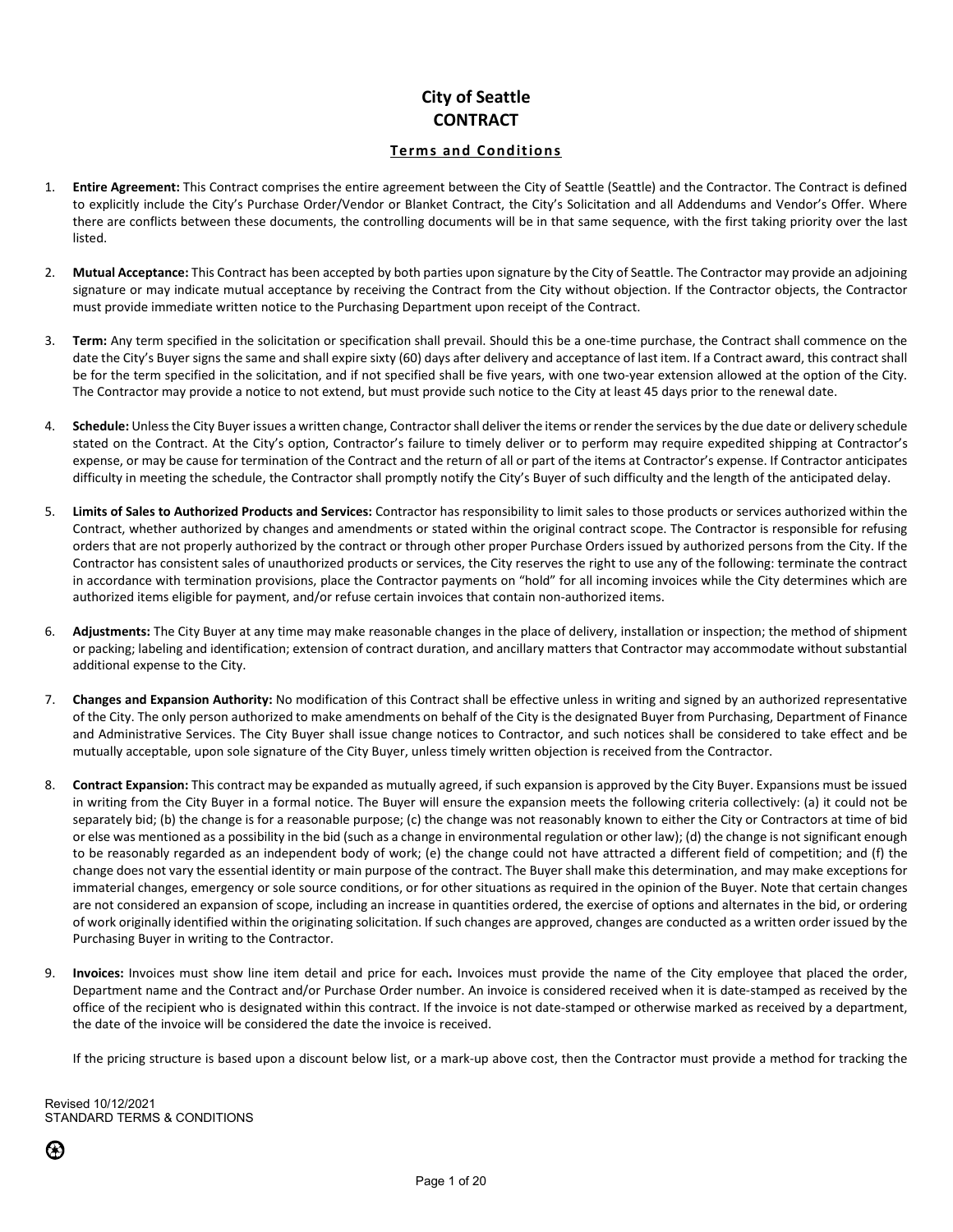# City of Seattle
# CONTRACT

## Terms and Conditions

1. **Entire Agreement:** This Contract comprises the entire agreement between the City of Seattle (Seattle) and the Contractor. The Contract is defined to explicitly include the City's Purchase Order/Vendor or Blanket Contract, the City's Solicitation and all Addendums and Vendor's Offer. Where there are conflicts between these documents, the controlling documents will be in that same sequence, with the first taking priority over the last listed.

2. **Mutual Acceptance:** This Contract has been accepted by both parties upon signature by the City of Seattle. The Contractor may provide an adjoining signature or may indicate mutual acceptance by receiving the Contract from the City without objection. If the Contractor objects, the Contractor must provide immediate written notice to the Purchasing Department upon receipt of the Contract.

3. **Term:** Any term specified in the solicitation or specification shall prevail. Should this be a one-time purchase, the Contract shall commence on the date the City's Buyer signs the same and shall expire sixty (60) days after delivery and acceptance of last item. If a Contract award, this contract shall be for the term specified in the solicitation, and if not specified shall be five years, with one two-year extension allowed at the option of the City. The Contractor may provide a notice to not extend, but must provide such notice to the City at least 45 days prior to the renewal date.

4. **Schedule:** Unless the City Buyer issues a written change, Contractor shall deliver the items or render the services by the due date or delivery schedule stated on the Contract. At the City's option, Contractor's failure to timely deliver or to perform may require expedited shipping at Contractor's expense, or may be cause for termination of the Contract and the return of all or part of the items at Contractor's expense. If Contractor anticipates difficulty in meeting the schedule, the Contractor shall promptly notify the City's Buyer of such difficulty and the length of the anticipated delay.

5. **Limits of Sales to Authorized Products and Services:** Contractor has responsibility to limit sales to those products or services authorized within the Contract, whether authorized by changes and amendments or stated within the original contract scope. The Contractor is responsible for refusing orders that are not properly authorized by the contract or through other proper Purchase Orders issued by authorized persons from the City. If the Contractor has consistent sales of unauthorized products or services, the City reserves the right to use any of the following: terminate the contract in accordance with termination provisions, place the Contractor payments on "hold" for all incoming invoices while the City determines which are authorized items eligible for payment, and/or refuse certain invoices that contain non-authorized items.

6. **Adjustments:** The City Buyer at any time may make reasonable changes in the place of delivery, installation or inspection; the method of shipment or packing; labeling and identification; extension of contract duration, and ancillary matters that Contractor may accommodate without substantial additional expense to the City.

7. **Changes and Expansion Authority:** No modification of this Contract shall be effective unless in writing and signed by an authorized representative of the City. The only person authorized to make amendments on behalf of the City is the designated Buyer from Purchasing, Department of Finance and Administrative Services. The City Buyer shall issue change notices to Contractor, and such notices shall be considered to take effect and be mutually acceptable, upon sole signature of the City Buyer, unless timely written objection is received from the Contractor.

8. **Contract Expansion:** This contract may be expanded as mutually agreed, if such expansion is approved by the City Buyer. Expansions must be issued in writing from the City Buyer in a formal notice. The Buyer will ensure the expansion meets the following criteria collectively: (a) it could not be separately bid; (b) the change is for a reasonable purpose; (c) the change was not reasonably known to either the City or Contractors at time of bid or else was mentioned as a possibility in the bid (such as a change in environmental regulation or other law); (d) the change is not significant enough to be reasonably regarded as an independent body of work; (e) the change could not have attracted a different field of competition; and (f) the change does not vary the essential identity or main purpose of the contract. The Buyer shall make this determination, and may make exceptions for immaterial changes, emergency or sole source conditions, or for other situations as required in the opinion of the Buyer. Note that certain changes are not considered an expansion of scope, including an increase in quantities ordered, the exercise of options and alternates in the bid, or ordering of work originally identified within the originating solicitation. If such changes are approved, changes are conducted as a written order issued by the Purchasing Buyer in writing to the Contractor.

9. **Invoices:** Invoices must show line item detail and price for each**.** Invoices must provide the name of the City employee that placed the order, Department name and the Contract and/or Purchase Order number. An invoice is considered received when it is date-stamped as received by the office of the recipient who is designated within this contract. If the invoice is not date-stamped or otherwise marked as received by a department, the date of the invoice will be considered the date the invoice is received.

   If the pricing structure is based upon a discount below list, or a mark-up above cost, then the Contractor must provide a method for tracking the

Revised 10/12/2021
STANDARD TERMS & CONDITIONS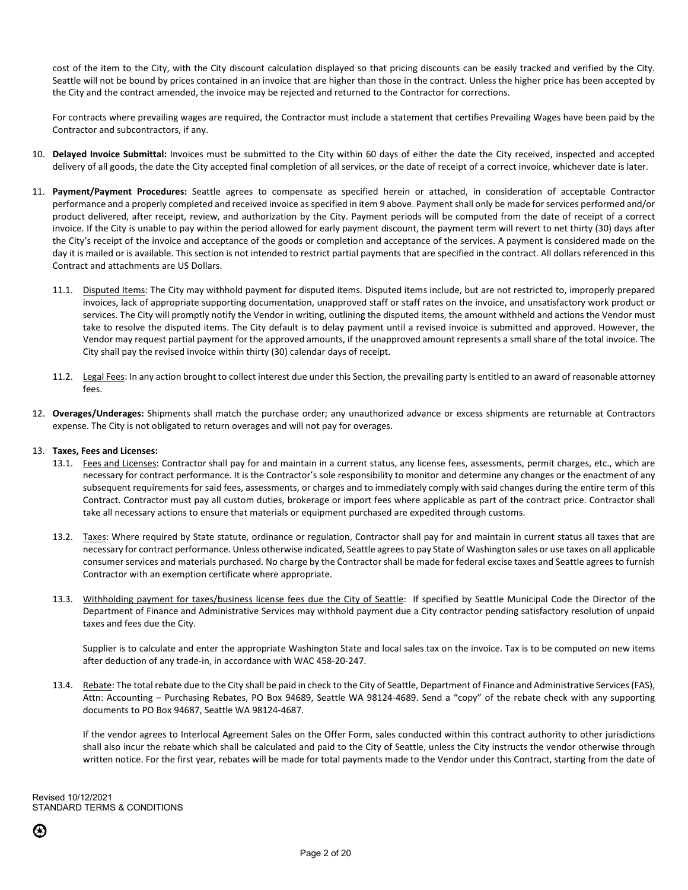cost of the item to the City, with the City discount calculation displayed so that pricing discounts can be easily tracked and verified by the City. Seattle will not be bound by prices contained in an invoice that are higher than those in the contract. Unless the higher price has been accepted by the City and the contract amended, the invoice may be rejected and returned to the Contractor for corrections.

For contracts where prevailing wages are required, the Contractor must include a statement that certifies Prevailing Wages have been paid by the Contractor and subcontractors, if any.

10. **Delayed Invoice Submittal:** Invoices must be submitted to the City within 60 days of either the date the City received, inspected and accepted delivery of all goods, the date the City accepted final completion of all services, or the date of receipt of a correct invoice, whichever date is later.

11. **Payment/Payment Procedures:** Seattle agrees to compensate as specified herein or attached, in consideration of acceptable Contractor performance and a properly completed and received invoice as specified in item 9 above. Payment shall only be made for services performed and/or product delivered, after receipt, review, and authorization by the City. Payment periods will be computed from the date of receipt of a correct invoice. If the City is unable to pay within the period allowed for early payment discount, the payment term will revert to net thirty (30) days after the City's receipt of the invoice and acceptance of the goods or completion and acceptance of the services. A payment is considered made on the day it is mailed or is available. This section is not intended to restrict partial payments that are specified in the contract. All dollars referenced in this Contract and attachments are US Dollars.

    11.1. Disputed Items: The City may withhold payment for disputed items. Disputed items include, but are not restricted to, improperly prepared invoices, lack of appropriate supporting documentation, unapproved staff or staff rates on the invoice, and unsatisfactory work product or services. The City will promptly notify the Vendor in writing, outlining the disputed items, the amount withheld and actions the Vendor must take to resolve the disputed items. The City default is to delay payment until a revised invoice is submitted and approved. However, the Vendor may request partial payment for the approved amounts, if the unapproved amount represents a small share of the total invoice. The City shall pay the revised invoice within thirty (30) calendar days of receipt.

    11.2. Legal Fees: In any action brought to collect interest due under this Section, the prevailing party is entitled to an award of reasonable attorney fees.

12. **Overages/Underages:** Shipments shall match the purchase order; any unauthorized advance or excess shipments are returnable at Contractors expense. The City is not obligated to return overages and will not pay for overages.

13. **Taxes, Fees and Licenses:**

    13.1. Fees and Licenses: Contractor shall pay for and maintain in a current status, any license fees, assessments, permit charges, etc., which are necessary for contract performance. It is the Contractor's sole responsibility to monitor and determine any changes or the enactment of any subsequent requirements for said fees, assessments, or charges and to immediately comply with said changes during the entire term of this Contract. Contractor must pay all custom duties, brokerage or import fees where applicable as part of the contract price. Contractor shall take all necessary actions to ensure that materials or equipment purchased are expedited through customs.

    13.2. Taxes: Where required by State statute, ordinance or regulation, Contractor shall pay for and maintain in current status all taxes that are necessary for contract performance. Unless otherwise indicated, Seattle agrees to pay State of Washington sales or use taxes on all applicable consumer services and materials purchased. No charge by the Contractor shall be made for federal excise taxes and Seattle agrees to furnish Contractor with an exemption certificate where appropriate.

    13.3. Withholding payment for taxes/business license fees due the City of Seattle: If specified by Seattle Municipal Code the Director of the Department of Finance and Administrative Services may withhold payment due a City contractor pending satisfactory resolution of unpaid taxes and fees due the City.

    Supplier is to calculate and enter the appropriate Washington State and local sales tax on the invoice. Tax is to be computed on new items after deduction of any trade-in, in accordance with WAC 458-20-247.

    13.4. Rebate: The total rebate due to the City shall be paid in check to the City of Seattle, Department of Finance and Administrative Services (FAS), Attn: Accounting – Purchasing Rebates, PO Box 94689, Seattle WA 98124-4689. Send a "copy" of the rebate check with any supporting documents to PO Box 94687, Seattle WA 98124-4687.

    If the vendor agrees to Interlocal Agreement Sales on the Offer Form, sales conducted within this contract authority to other jurisdictions shall also incur the rebate which shall be calculated and paid to the City of Seattle, unless the City instructs the vendor otherwise through written notice. For the first year, rebates will be made for total payments made to the Vendor under this Contract, starting from the date of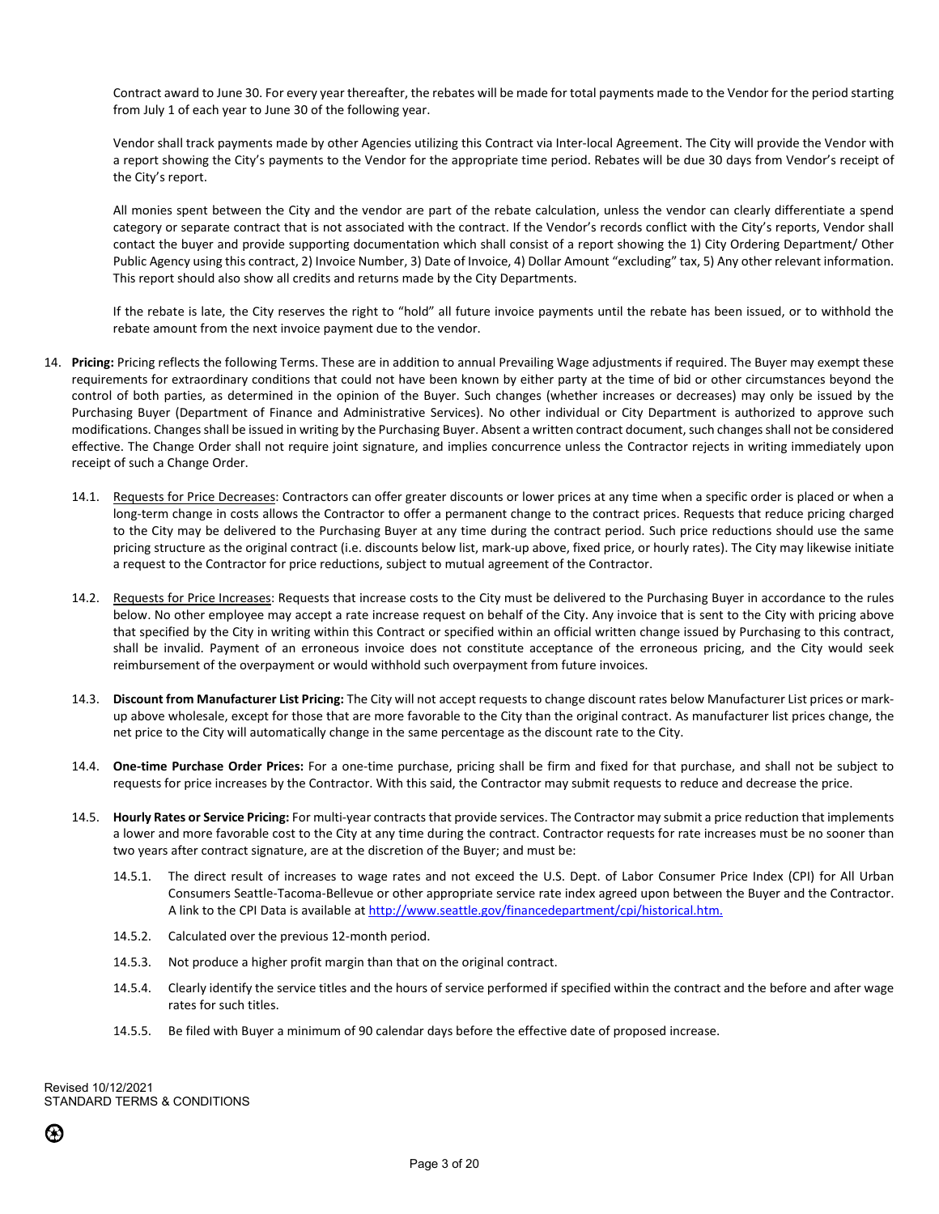Contract award to June 30. For every year thereafter, the rebates will be made for total payments made to the Vendor for the period starting from July 1 of each year to June 30 of the following year.

Vendor shall track payments made by other Agencies utilizing this Contract via Inter-local Agreement. The City will provide the Vendor with a report showing the City's payments to the Vendor for the appropriate time period. Rebates will be due 30 days from Vendor's receipt of the City's report.

All monies spent between the City and the vendor are part of the rebate calculation, unless the vendor can clearly differentiate a spend category or separate contract that is not associated with the contract. If the Vendor's records conflict with the City's reports, Vendor shall contact the buyer and provide supporting documentation which shall consist of a report showing the 1) City Ordering Department/ Other Public Agency using this contract, 2) Invoice Number, 3) Date of Invoice, 4) Dollar Amount "excluding" tax, 5) Any other relevant information. This report should also show all credits and returns made by the City Departments.

If the rebate is late, the City reserves the right to "hold" all future invoice payments until the rebate has been issued, or to withhold the rebate amount from the next invoice payment due to the vendor.

14. **Pricing:** Pricing reflects the following Terms. These are in addition to annual Prevailing Wage adjustments if required. The Buyer may exempt these requirements for extraordinary conditions that could not have been known by either party at the time of bid or other circumstances beyond the control of both parties, as determined in the opinion of the Buyer. Such changes (whether increases or decreases) may only be issued by the Purchasing Buyer (Department of Finance and Administrative Services). No other individual or City Department is authorized to approve such modifications. Changes shall be issued in writing by the Purchasing Buyer. Absent a written contract document, such changes shall not be considered effective. The Change Order shall not require joint signature, and implies concurrence unless the Contractor rejects in writing immediately upon receipt of such a Change Order.

    14.1. Requests for Price Decreases: Contractors can offer greater discounts or lower prices at any time when a specific order is placed or when a long-term change in costs allows the Contractor to offer a permanent change to the contract prices. Requests that reduce pricing charged to the City may be delivered to the Purchasing Buyer at any time during the contract period. Such price reductions should use the same pricing structure as the original contract (i.e. discounts below list, mark-up above, fixed price, or hourly rates). The City may likewise initiate a request to the Contractor for price reductions, subject to mutual agreement of the Contractor.

    14.2. Requests for Price Increases: Requests that increase costs to the City must be delivered to the Purchasing Buyer in accordance to the rules below. No other employee may accept a rate increase request on behalf of the City. Any invoice that is sent to the City with pricing above that specified by the City in writing within this Contract or specified within an official written change issued by Purchasing to this contract, shall be invalid. Payment of an erroneous invoice does not constitute acceptance of the erroneous pricing, and the City would seek reimbursement of the overpayment or would withhold such overpayment from future invoices.

    14.3. **Discount from Manufacturer List Pricing:** The City will not accept requests to change discount rates below Manufacturer List prices or mark-up above wholesale, except for those that are more favorable to the City than the original contract. As manufacturer list prices change, the net price to the City will automatically change in the same percentage as the discount rate to the City.

    14.4. **One-time Purchase Order Prices:** For a one-time purchase, pricing shall be firm and fixed for that purchase, and shall not be subject to requests for price increases by the Contractor. With this said, the Contractor may submit requests to reduce and decrease the price.

    14.5. **Hourly Rates or Service Pricing:** For multi-year contracts that provide services. The Contractor may submit a price reduction that implements a lower and more favorable cost to the City at any time during the contract. Contractor requests for rate increases must be no sooner than two years after contract signature, are at the discretion of the Buyer; and must be:

        14.5.1. The direct result of increases to wage rates and not exceed the U.S. Dept. of Labor Consumer Price Index (CPI) for All Urban Consumers Seattle-Tacoma-Bellevue or other appropriate service rate index agreed upon between the Buyer and the Contractor. A link to the CPI Data is available at http://www.seattle.gov/financedepartment/cpi/historical.htm.

        14.5.2. Calculated over the previous 12-month period.

        14.5.3. Not produce a higher profit margin than that on the original contract.

        14.5.4. Clearly identify the service titles and the hours of service performed if specified within the contract and the before and after wage rates for such titles.

        14.5.5. Be filed with Buyer a minimum of 90 calendar days before the effective date of proposed increase.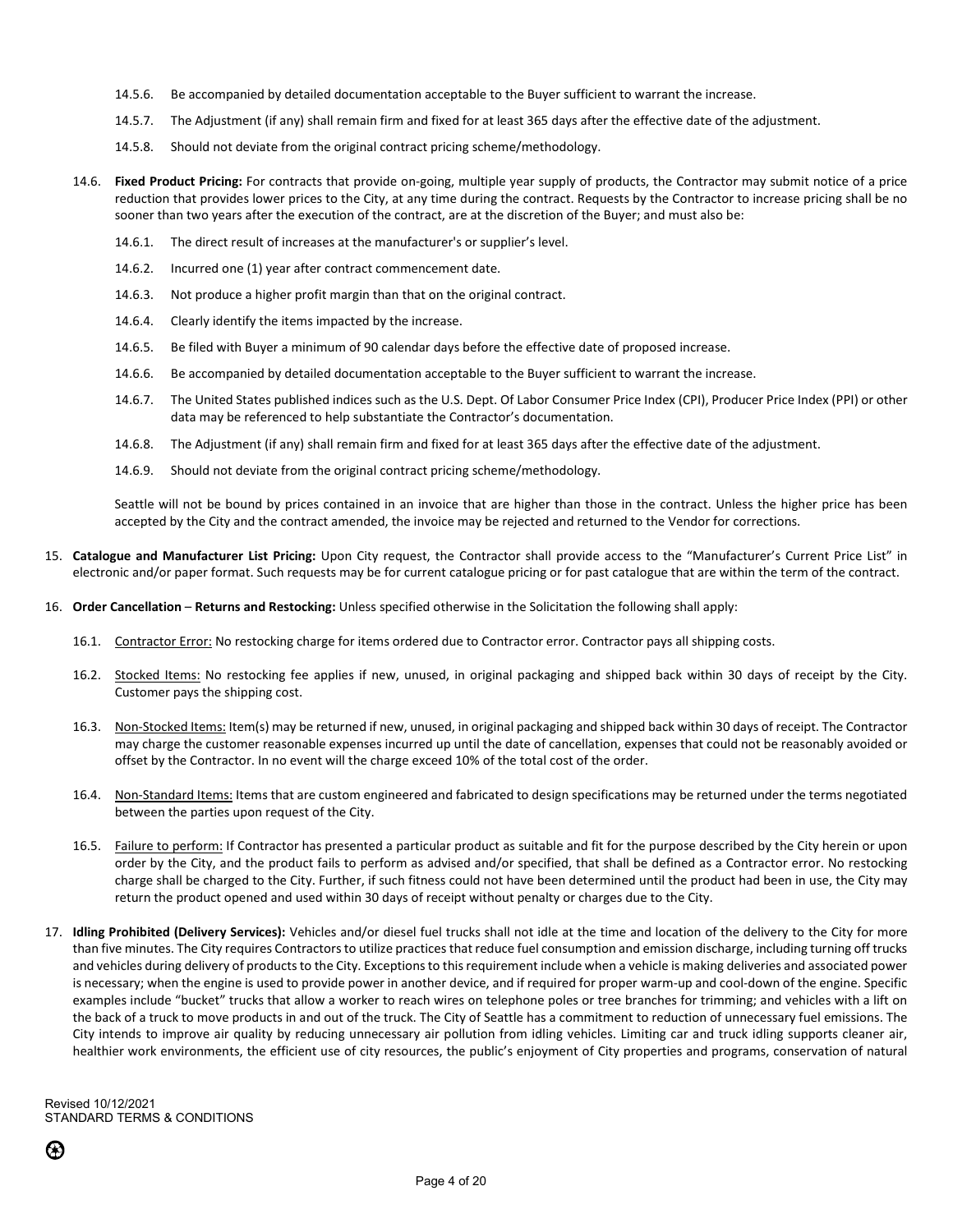14.5.6. Be accompanied by detailed documentation acceptable to the Buyer sufficient to warrant the increase.

14.5.7. The Adjustment (if any) shall remain firm and fixed for at least 365 days after the effective date of the adjustment.

14.5.8. Should not deviate from the original contract pricing scheme/methodology.

14.6. **Fixed Product Pricing:** For contracts that provide on-going, multiple year supply of products, the Contractor may submit notice of a price reduction that provides lower prices to the City, at any time during the contract. Requests by the Contractor to increase pricing shall be no sooner than two years after the execution of the contract, are at the discretion of the Buyer; and must also be:

14.6.1. The direct result of increases at the manufacturer's or supplier's level.

14.6.2. Incurred one (1) year after contract commencement date.

14.6.3. Not produce a higher profit margin than that on the original contract.

14.6.4. Clearly identify the items impacted by the increase.

14.6.5. Be filed with Buyer a minimum of 90 calendar days before the effective date of proposed increase.

14.6.6. Be accompanied by detailed documentation acceptable to the Buyer sufficient to warrant the increase.

14.6.7. The United States published indices such as the U.S. Dept. Of Labor Consumer Price Index (CPI), Producer Price Index (PPI) or other data may be referenced to help substantiate the Contractor's documentation.

14.6.8. The Adjustment (if any) shall remain firm and fixed for at least 365 days after the effective date of the adjustment.

14.6.9. Should not deviate from the original contract pricing scheme/methodology.

Seattle will not be bound by prices contained in an invoice that are higher than those in the contract. Unless the higher price has been accepted by the City and the contract amended, the invoice may be rejected and returned to the Vendor for corrections.

15. **Catalogue and Manufacturer List Pricing:** Upon City request, the Contractor shall provide access to the "Manufacturer's Current Price List" in electronic and/or paper format. Such requests may be for current catalogue pricing or for past catalogue that are within the term of the contract.

16. **Order Cancellation** – **Returns and Restocking:** Unless specified otherwise in the Solicitation the following shall apply:

16.1. Contractor Error: No restocking charge for items ordered due to Contractor error. Contractor pays all shipping costs.

16.2. Stocked Items: No restocking fee applies if new, unused, in original packaging and shipped back within 30 days of receipt by the City. Customer pays the shipping cost.

16.3. Non-Stocked Items: Item(s) may be returned if new, unused, in original packaging and shipped back within 30 days of receipt. The Contractor may charge the customer reasonable expenses incurred up until the date of cancellation, expenses that could not be reasonably avoided or offset by the Contractor. In no event will the charge exceed 10% of the total cost of the order.

16.4. Non-Standard Items: Items that are custom engineered and fabricated to design specifications may be returned under the terms negotiated between the parties upon request of the City.

16.5. Failure to perform: If Contractor has presented a particular product as suitable and fit for the purpose described by the City herein or upon order by the City, and the product fails to perform as advised and/or specified, that shall be defined as a Contractor error. No restocking charge shall be charged to the City. Further, if such fitness could not have been determined until the product had been in use, the City may return the product opened and used within 30 days of receipt without penalty or charges due to the City.

17. **Idling Prohibited (Delivery Services):** Vehicles and/or diesel fuel trucks shall not idle at the time and location of the delivery to the City for more than five minutes. The City requires Contractors to utilize practices that reduce fuel consumption and emission discharge, including turning off trucks and vehicles during delivery of products to the City. Exceptions to this requirement include when a vehicle is making deliveries and associated power is necessary; when the engine is used to provide power in another device, and if required for proper warm-up and cool-down of the engine. Specific examples include "bucket" trucks that allow a worker to reach wires on telephone poles or tree branches for trimming; and vehicles with a lift on the back of a truck to move products in and out of the truck. The City of Seattle has a commitment to reduction of unnecessary fuel emissions. The City intends to improve air quality by reducing unnecessary air pollution from idling vehicles. Limiting car and truck idling supports cleaner air, healthier work environments, the efficient use of city resources, the public's enjoyment of City properties and programs, conservation of natural

Revised 10/12/2021
STANDARD TERMS & CONDITIONS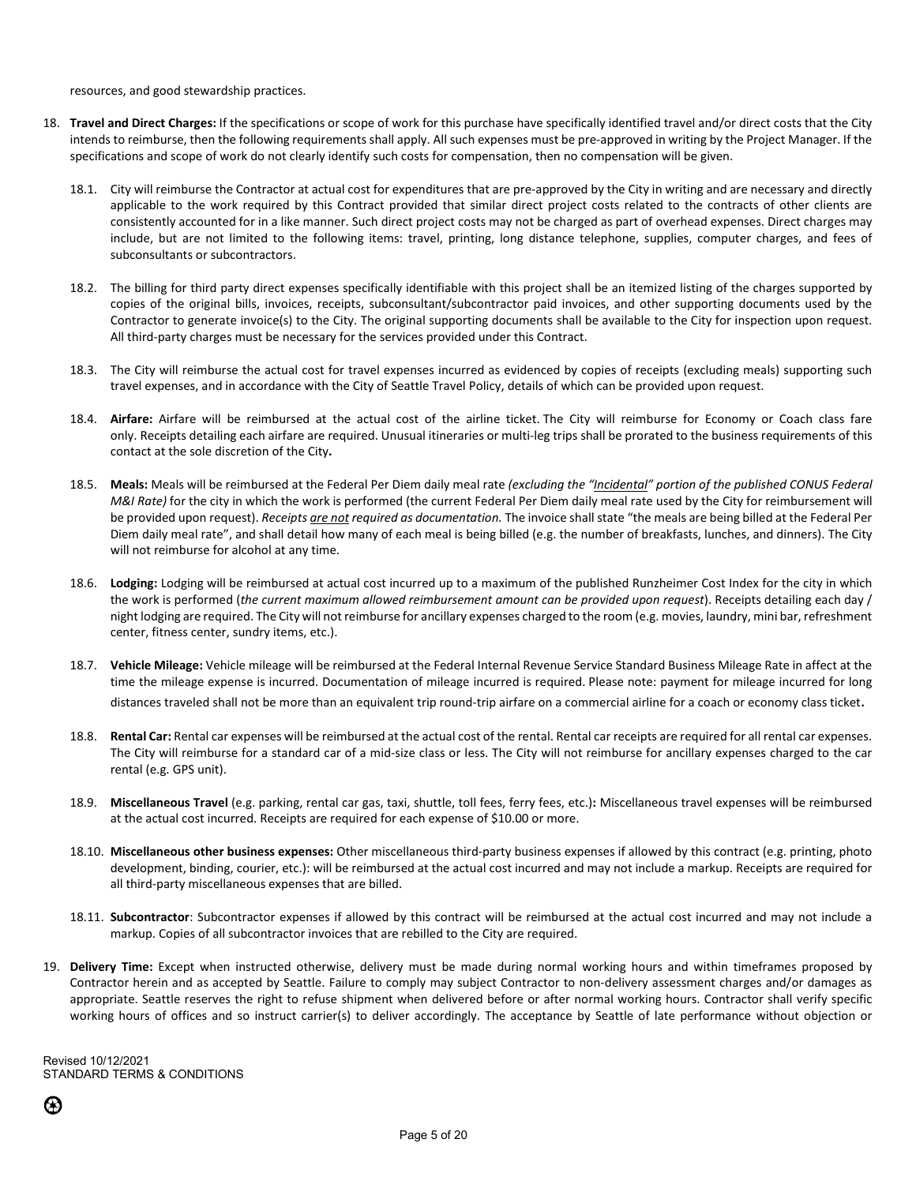resources, and good stewardship practices.

18. **Travel and Direct Charges:** If the specifications or scope of work for this purchase have specifically identified travel and/or direct costs that the City intends to reimburse, then the following requirements shall apply. All such expenses must be pre-approved in writing by the Project Manager. If the specifications and scope of work do not clearly identify such costs for compensation, then no compensation will be given.

    18.1. City will reimburse the Contractor at actual cost for expenditures that are pre-approved by the City in writing and are necessary and directly applicable to the work required by this Contract provided that similar direct project costs related to the contracts of other clients are consistently accounted for in a like manner. Such direct project costs may not be charged as part of overhead expenses. Direct charges may include, but are not limited to the following items: travel, printing, long distance telephone, supplies, computer charges, and fees of subconsultants or subcontractors.

    18.2. The billing for third party direct expenses specifically identifiable with this project shall be an itemized listing of the charges supported by copies of the original bills, invoices, receipts, subconsultant/subcontractor paid invoices, and other supporting documents used by the Contractor to generate invoice(s) to the City. The original supporting documents shall be available to the City for inspection upon request. All third-party charges must be necessary for the services provided under this Contract.

    18.3. The City will reimburse the actual cost for travel expenses incurred as evidenced by copies of receipts (excluding meals) supporting such travel expenses, and in accordance with the City of Seattle Travel Policy, details of which can be provided upon request.

    18.4. **Airfare:** Airfare will be reimbursed at the actual cost of the airline ticket. The City will reimburse for Economy or Coach class fare only. Receipts detailing each airfare are required. Unusual itineraries or multi-leg trips shall be prorated to the business requirements of this contact at the sole discretion of the City**.**

    18.5. **Meals:** Meals will be reimbursed at the Federal Per Diem daily meal rate *(excluding the "Incidental" portion of the published CONUS Federal M&I Rate)* for the city in which the work is performed (the current Federal Per Diem daily meal rate used by the City for reimbursement will be provided upon request). *Receipts are not required as documentation.* The invoice shall state "the meals are being billed at the Federal Per Diem daily meal rate", and shall detail how many of each meal is being billed (e.g. the number of breakfasts, lunches, and dinners). The City will not reimburse for alcohol at any time.

    18.6. **Lodging:** Lodging will be reimbursed at actual cost incurred up to a maximum of the published Runzheimer Cost Index for the city in which the work is performed (*the current maximum allowed reimbursement amount can be provided upon request*). Receipts detailing each day / night lodging are required. The City will not reimburse for ancillary expenses charged to the room (e.g. movies, laundry, mini bar, refreshment center, fitness center, sundry items, etc.).

    18.7. **Vehicle Mileage:** Vehicle mileage will be reimbursed at the Federal Internal Revenue Service Standard Business Mileage Rate in affect at the time the mileage expense is incurred. Documentation of mileage incurred is required. Please note: payment for mileage incurred for long distances traveled shall not be more than an equivalent trip round-trip airfare on a commercial airline for a coach or economy class ticket**.**

    18.8. **Rental Car:** Rental car expenses will be reimbursed at the actual cost of the rental. Rental car receipts are required for all rental car expenses. The City will reimburse for a standard car of a mid-size class or less. The City will not reimburse for ancillary expenses charged to the car rental (e.g. GPS unit).

    18.9. **Miscellaneous Travel** (e.g. parking, rental car gas, taxi, shuttle, toll fees, ferry fees, etc.)**:** Miscellaneous travel expenses will be reimbursed at the actual cost incurred. Receipts are required for each expense of $10.00 or more.

    18.10. **Miscellaneous other business expenses:** Other miscellaneous third-party business expenses if allowed by this contract (e.g. printing, photo development, binding, courier, etc.): will be reimbursed at the actual cost incurred and may not include a markup. Receipts are required for all third-party miscellaneous expenses that are billed.

    18.11. **Subcontractor**: Subcontractor expenses if allowed by this contract will be reimbursed at the actual cost incurred and may not include a markup. Copies of all subcontractor invoices that are rebilled to the City are required.

19. **Delivery Time:** Except when instructed otherwise, delivery must be made during normal working hours and within timeframes proposed by Contractor herein and as accepted by Seattle. Failure to comply may subject Contractor to non-delivery assessment charges and/or damages as appropriate. Seattle reserves the right to refuse shipment when delivered before or after normal working hours. Contractor shall verify specific working hours of offices and so instruct carrier(s) to deliver accordingly. The acceptance by Seattle of late performance without objection or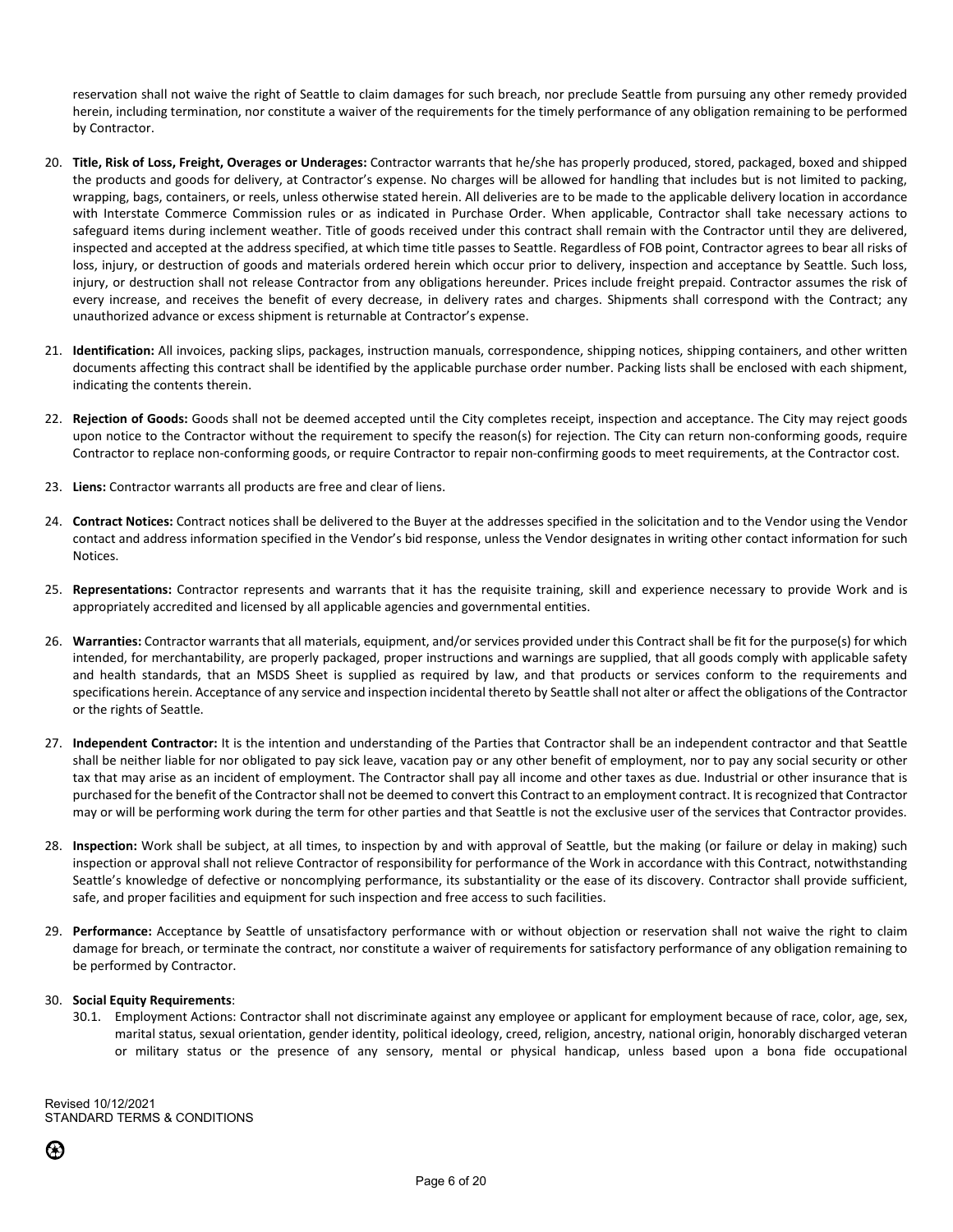reservation shall not waive the right of Seattle to claim damages for such breach, nor preclude Seattle from pursuing any other remedy provided herein, including termination, nor constitute a waiver of the requirements for the timely performance of any obligation remaining to be performed by Contractor.

20. **Title, Risk of Loss, Freight, Overages or Underages:** Contractor warrants that he/she has properly produced, stored, packaged, boxed and shipped the products and goods for delivery, at Contractor's expense. No charges will be allowed for handling that includes but is not limited to packing, wrapping, bags, containers, or reels, unless otherwise stated herein. All deliveries are to be made to the applicable delivery location in accordance with Interstate Commerce Commission rules or as indicated in Purchase Order. When applicable, Contractor shall take necessary actions to safeguard items during inclement weather. Title of goods received under this contract shall remain with the Contractor until they are delivered, inspected and accepted at the address specified, at which time title passes to Seattle. Regardless of FOB point, Contractor agrees to bear all risks of loss, injury, or destruction of goods and materials ordered herein which occur prior to delivery, inspection and acceptance by Seattle. Such loss, injury, or destruction shall not release Contractor from any obligations hereunder. Prices include freight prepaid. Contractor assumes the risk of every increase, and receives the benefit of every decrease, in delivery rates and charges. Shipments shall correspond with the Contract; any unauthorized advance or excess shipment is returnable at Contractor's expense.

21. **Identification:** All invoices, packing slips, packages, instruction manuals, correspondence, shipping notices, shipping containers, and other written documents affecting this contract shall be identified by the applicable purchase order number. Packing lists shall be enclosed with each shipment, indicating the contents therein.

22. **Rejection of Goods:** Goods shall not be deemed accepted until the City completes receipt, inspection and acceptance. The City may reject goods upon notice to the Contractor without the requirement to specify the reason(s) for rejection. The City can return non-conforming goods, require Contractor to replace non-conforming goods, or require Contractor to repair non-confirming goods to meet requirements, at the Contractor cost.

23. **Liens:** Contractor warrants all products are free and clear of liens.

24. **Contract Notices:** Contract notices shall be delivered to the Buyer at the addresses specified in the solicitation and to the Vendor using the Vendor contact and address information specified in the Vendor's bid response, unless the Vendor designates in writing other contact information for such Notices.

25. **Representations:** Contractor represents and warrants that it has the requisite training, skill and experience necessary to provide Work and is appropriately accredited and licensed by all applicable agencies and governmental entities.

26. **Warranties:** Contractor warrants that all materials, equipment, and/or services provided under this Contract shall be fit for the purpose(s) for which intended, for merchantability, are properly packaged, proper instructions and warnings are supplied, that all goods comply with applicable safety and health standards, that an MSDS Sheet is supplied as required by law, and that products or services conform to the requirements and specifications herein. Acceptance of any service and inspection incidental thereto by Seattle shall not alter or affect the obligations of the Contractor or the rights of Seattle.

27. **Independent Contractor:** It is the intention and understanding of the Parties that Contractor shall be an independent contractor and that Seattle shall be neither liable for nor obligated to pay sick leave, vacation pay or any other benefit of employment, nor to pay any social security or other tax that may arise as an incident of employment. The Contractor shall pay all income and other taxes as due. Industrial or other insurance that is purchased for the benefit of the Contractor shall not be deemed to convert this Contract to an employment contract. It is recognized that Contractor may or will be performing work during the term for other parties and that Seattle is not the exclusive user of the services that Contractor provides.

28. **Inspection:** Work shall be subject, at all times, to inspection by and with approval of Seattle, but the making (or failure or delay in making) such inspection or approval shall not relieve Contractor of responsibility for performance of the Work in accordance with this Contract, notwithstanding Seattle's knowledge of defective or noncomplying performance, its substantiality or the ease of its discovery. Contractor shall provide sufficient, safe, and proper facilities and equipment for such inspection and free access to such facilities.

29. **Performance:** Acceptance by Seattle of unsatisfactory performance with or without objection or reservation shall not waive the right to claim damage for breach, or terminate the contract, nor constitute a waiver of requirements for satisfactory performance of any obligation remaining to be performed by Contractor.

30. **Social Equity Requirements**:
    30.1. Employment Actions: Contractor shall not discriminate against any employee or applicant for employment because of race, color, age, sex, marital status, sexual orientation, gender identity, political ideology, creed, religion, ancestry, national origin, honorably discharged veteran or military status or the presence of any sensory, mental or physical handicap, unless based upon a bona fide occupational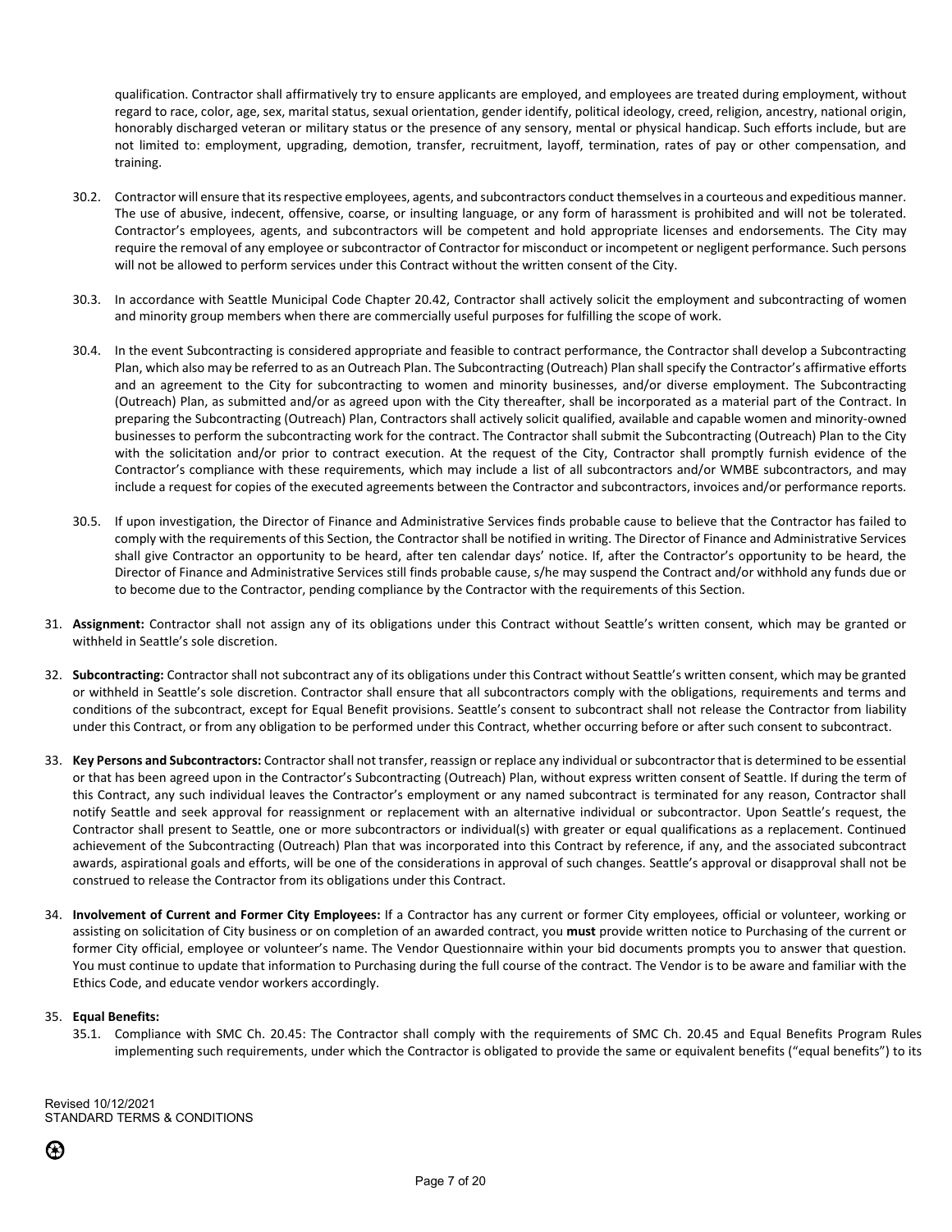qualification. Contractor shall affirmatively try to ensure applicants are employed, and employees are treated during employment, without regard to race, color, age, sex, marital status, sexual orientation, gender identify, political ideology, creed, religion, ancestry, national origin, honorably discharged veteran or military status or the presence of any sensory, mental or physical handicap. Such efforts include, but are not limited to: employment, upgrading, demotion, transfer, recruitment, layoff, termination, rates of pay or other compensation, and training.

30.2. Contractor will ensure that its respective employees, agents, and subcontractors conduct themselves in a courteous and expeditious manner. The use of abusive, indecent, offensive, coarse, or insulting language, or any form of harassment is prohibited and will not be tolerated. Contractor's employees, agents, and subcontractors will be competent and hold appropriate licenses and endorsements. The City may require the removal of any employee or subcontractor of Contractor for misconduct or incompetent or negligent performance. Such persons will not be allowed to perform services under this Contract without the written consent of the City.

30.3. In accordance with Seattle Municipal Code Chapter 20.42, Contractor shall actively solicit the employment and subcontracting of women and minority group members when there are commercially useful purposes for fulfilling the scope of work.

30.4. In the event Subcontracting is considered appropriate and feasible to contract performance, the Contractor shall develop a Subcontracting Plan, which also may be referred to as an Outreach Plan. The Subcontracting (Outreach) Plan shall specify the Contractor's affirmative efforts and an agreement to the City for subcontracting to women and minority businesses, and/or diverse employment. The Subcontracting (Outreach) Plan, as submitted and/or as agreed upon with the City thereafter, shall be incorporated as a material part of the Contract. In preparing the Subcontracting (Outreach) Plan, Contractors shall actively solicit qualified, available and capable women and minority-owned businesses to perform the subcontracting work for the contract. The Contractor shall submit the Subcontracting (Outreach) Plan to the City with the solicitation and/or prior to contract execution. At the request of the City, Contractor shall promptly furnish evidence of the Contractor's compliance with these requirements, which may include a list of all subcontractors and/or WMBE subcontractors, and may include a request for copies of the executed agreements between the Contractor and subcontractors, invoices and/or performance reports.

30.5. If upon investigation, the Director of Finance and Administrative Services finds probable cause to believe that the Contractor has failed to comply with the requirements of this Section, the Contractor shall be notified in writing. The Director of Finance and Administrative Services shall give Contractor an opportunity to be heard, after ten calendar days' notice. If, after the Contractor's opportunity to be heard, the Director of Finance and Administrative Services still finds probable cause, s/he may suspend the Contract and/or withhold any funds due or to become due to the Contractor, pending compliance by the Contractor with the requirements of this Section.

31. **Assignment:** Contractor shall not assign any of its obligations under this Contract without Seattle's written consent, which may be granted or withheld in Seattle's sole discretion.

32. **Subcontracting:** Contractor shall not subcontract any of its obligations under this Contract without Seattle's written consent, which may be granted or withheld in Seattle's sole discretion. Contractor shall ensure that all subcontractors comply with the obligations, requirements and terms and conditions of the subcontract, except for Equal Benefit provisions. Seattle's consent to subcontract shall not release the Contractor from liability under this Contract, or from any obligation to be performed under this Contract, whether occurring before or after such consent to subcontract.

33. **Key Persons and Subcontractors:** Contractor shall not transfer, reassign or replace any individual or subcontractor that is determined to be essential or that has been agreed upon in the Contractor's Subcontracting (Outreach) Plan, without express written consent of Seattle. If during the term of this Contract, any such individual leaves the Contractor's employment or any named subcontract is terminated for any reason, Contractor shall notify Seattle and seek approval for reassignment or replacement with an alternative individual or subcontractor. Upon Seattle's request, the Contractor shall present to Seattle, one or more subcontractors or individual(s) with greater or equal qualifications as a replacement. Continued achievement of the Subcontracting (Outreach) Plan that was incorporated into this Contract by reference, if any, and the associated subcontract awards, aspirational goals and efforts, will be one of the considerations in approval of such changes. Seattle's approval or disapproval shall not be construed to release the Contractor from its obligations under this Contract.

34. **Involvement of Current and Former City Employees:** If a Contractor has any current or former City employees, official or volunteer, working or assisting on solicitation of City business or on completion of an awarded contract, you **must** provide written notice to Purchasing of the current or former City official, employee or volunteer's name. The Vendor Questionnaire within your bid documents prompts you to answer that question. You must continue to update that information to Purchasing during the full course of the contract. The Vendor is to be aware and familiar with the Ethics Code, and educate vendor workers accordingly.

35. **Equal Benefits:**

35.1. Compliance with SMC Ch. 20.45: The Contractor shall comply with the requirements of SMC Ch. 20.45 and Equal Benefits Program Rules implementing such requirements, under which the Contractor is obligated to provide the same or equivalent benefits ("equal benefits") to its

Revised 10/12/2021
STANDARD TERMS & CONDITIONS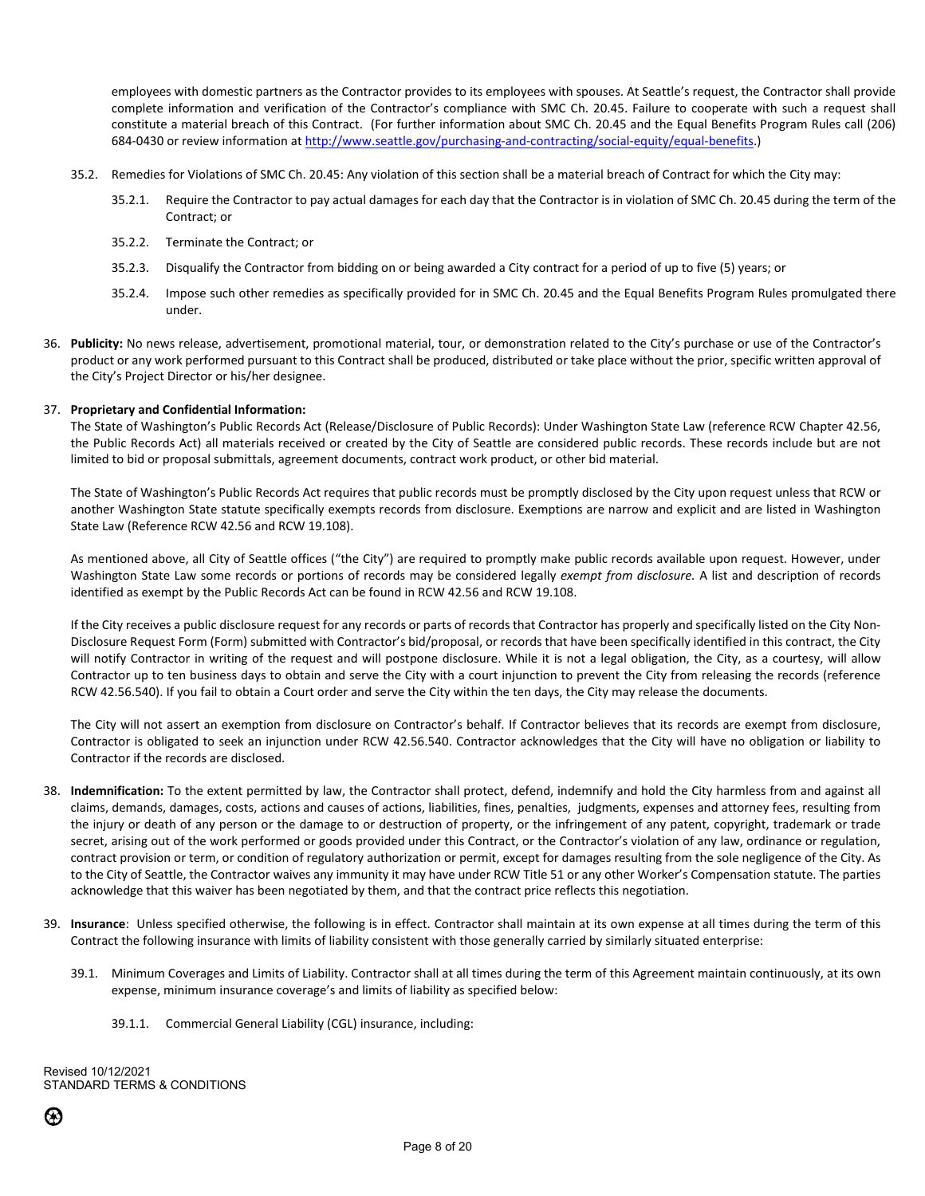employees with domestic partners as the Contractor provides to its employees with spouses. At Seattle's request, the Contractor shall provide complete information and verification of the Contractor's compliance with SMC Ch. 20.45. Failure to cooperate with such a request shall constitute a material breach of this Contract. (For further information about SMC Ch. 20.45 and the Equal Benefits Program Rules call (206) 684-0430 or review information at [http://www.seattle.gov/purchasing-and-contracting/social-equity/equal-benefits](http://www.seattle.gov/purchasing-and-contracting/social-equity/equal-benefits).)

35.2. Remedies for Violations of SMC Ch. 20.45: Any violation of this section shall be a material breach of Contract for which the City may:

35.2.1. Require the Contractor to pay actual damages for each day that the Contractor is in violation of SMC Ch. 20.45 during the term of the Contract; or

35.2.2. Terminate the Contract; or

35.2.3. Disqualify the Contractor from bidding on or being awarded a City contract for a period of up to five (5) years; or

35.2.4. Impose such other remedies as specifically provided for in SMC Ch. 20.45 and the Equal Benefits Program Rules promulgated there under.

36. **Publicity:** No news release, advertisement, promotional material, tour, or demonstration related to the City's purchase or use of the Contractor's product or any work performed pursuant to this Contract shall be produced, distributed or take place without the prior, specific written approval of the City's Project Director or his/her designee.

37. **Proprietary and Confidential Information:**

The State of Washington's Public Records Act (Release/Disclosure of Public Records): Under Washington State Law (reference RCW Chapter 42.56, the Public Records Act) all materials received or created by the City of Seattle are considered public records. These records include but are not limited to bid or proposal submittals, agreement documents, contract work product, or other bid material.

The State of Washington's Public Records Act requires that public records must be promptly disclosed by the City upon request unless that RCW or another Washington State statute specifically exempts records from disclosure. Exemptions are narrow and explicit and are listed in Washington State Law (Reference RCW 42.56 and RCW 19.108).

As mentioned above, all City of Seattle offices ("the City") are required to promptly make public records available upon request. However, under Washington State Law some records or portions of records may be considered legally *exempt from disclosure.* A list and description of records identified as exempt by the Public Records Act can be found in RCW 42.56 and RCW 19.108.

If the City receives a public disclosure request for any records or parts of records that Contractor has properly and specifically listed on the City Non-Disclosure Request Form (Form) submitted with Contractor's bid/proposal, or records that have been specifically identified in this contract, the City will notify Contractor in writing of the request and will postpone disclosure. While it is not a legal obligation, the City, as a courtesy, will allow Contractor up to ten business days to obtain and serve the City with a court injunction to prevent the City from releasing the records (reference RCW 42.56.540). If you fail to obtain a Court order and serve the City within the ten days, the City may release the documents.

The City will not assert an exemption from disclosure on Contractor's behalf. If Contractor believes that its records are exempt from disclosure, Contractor is obligated to seek an injunction under RCW 42.56.540. Contractor acknowledges that the City will have no obligation or liability to Contractor if the records are disclosed.

38. **Indemnification:** To the extent permitted by law, the Contractor shall protect, defend, indemnify and hold the City harmless from and against all claims, demands, damages, costs, actions and causes of actions, liabilities, fines, penalties, judgments, expenses and attorney fees, resulting from the injury or death of any person or the damage to or destruction of property, or the infringement of any patent, copyright, trademark or trade secret, arising out of the work performed or goods provided under this Contract, or the Contractor's violation of any law, ordinance or regulation, contract provision or term, or condition of regulatory authorization or permit, except for damages resulting from the sole negligence of the City. As to the City of Seattle, the Contractor waives any immunity it may have under RCW Title 51 or any other Worker's Compensation statute. The parties acknowledge that this waiver has been negotiated by them, and that the contract price reflects this negotiation.

39. **Insurance**: Unless specified otherwise, the following is in effect. Contractor shall maintain at its own expense at all times during the term of this Contract the following insurance with limits of liability consistent with those generally carried by similarly situated enterprise:

39.1. Minimum Coverages and Limits of Liability. Contractor shall at all times during the term of this Agreement maintain continuously, at its own expense, minimum insurance coverage's and limits of liability as specified below:

39.1.1. Commercial General Liability (CGL) insurance, including: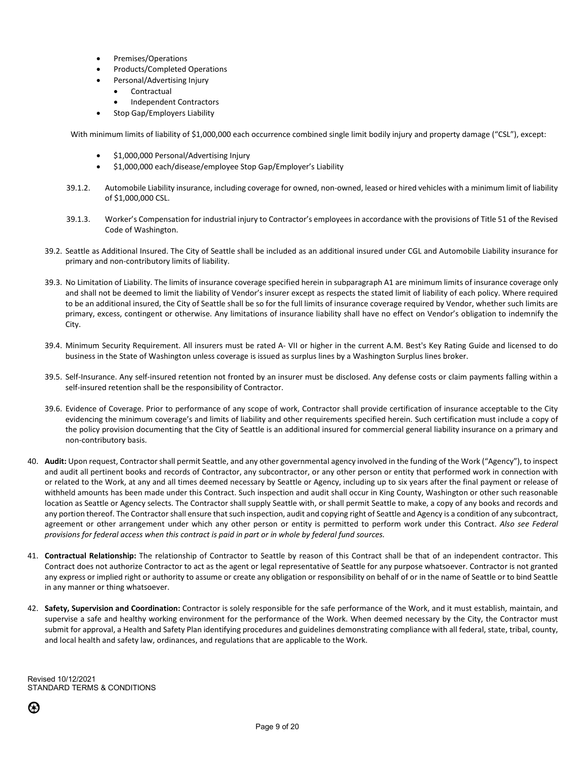- Premises/Operations
- Products/Completed Operations
- Personal/Advertising Injury
    - Contractual
    - Independent Contractors
- Stop Gap/Employers Liability

With minimum limits of liability of $1,000,000 each occurrence combined single limit bodily injury and property damage ("CSL"), except:

- $1,000,000 Personal/Advertising Injury
- $1,000,000 each/disease/employee Stop Gap/Employer's Liability

39.1.2. Automobile Liability insurance, including coverage for owned, non-owned, leased or hired vehicles with a minimum limit of liability of $1,000,000 CSL.

39.1.3. Worker's Compensation for industrial injury to Contractor's employees in accordance with the provisions of Title 51 of the Revised Code of Washington.

39.2. Seattle as Additional Insured. The City of Seattle shall be included as an additional insured under CGL and Automobile Liability insurance for primary and non-contributory limits of liability.

39.3. No Limitation of Liability. The limits of insurance coverage specified herein in subparagraph A1 are minimum limits of insurance coverage only and shall not be deemed to limit the liability of Vendor's insurer except as respects the stated limit of liability of each policy. Where required to be an additional insured, the City of Seattle shall be so for the full limits of insurance coverage required by Vendor, whether such limits are primary, excess, contingent or otherwise. Any limitations of insurance liability shall have no effect on Vendor's obligation to indemnify the City.

39.4. Minimum Security Requirement. All insurers must be rated A- VII or higher in the current A.M. Best's Key Rating Guide and licensed to do business in the State of Washington unless coverage is issued as surplus lines by a Washington Surplus lines broker.

39.5. Self-Insurance. Any self-insured retention not fronted by an insurer must be disclosed. Any defense costs or claim payments falling within a self-insured retention shall be the responsibility of Contractor.

39.6. Evidence of Coverage. Prior to performance of any scope of work, Contractor shall provide certification of insurance acceptable to the City evidencing the minimum coverage's and limits of liability and other requirements specified herein. Such certification must include a copy of the policy provision documenting that the City of Seattle is an additional insured for commercial general liability insurance on a primary and non-contributory basis.

40. **Audit:** Upon request, Contractor shall permit Seattle, and any other governmental agency involved in the funding of the Work ("Agency"), to inspect and audit all pertinent books and records of Contractor, any subcontractor, or any other person or entity that performed work in connection with or related to the Work, at any and all times deemed necessary by Seattle or Agency, including up to six years after the final payment or release of withheld amounts has been made under this Contract. Such inspection and audit shall occur in King County, Washington or other such reasonable location as Seattle or Agency selects. The Contractor shall supply Seattle with, or shall permit Seattle to make, a copy of any books and records and any portion thereof. The Contractor shall ensure that such inspection, audit and copying right of Seattle and Agency is a condition of any subcontract, agreement or other arrangement under which any other person or entity is permitted to perform work under this Contract. *Also see Federal provisions for federal access when this contract is paid in part or in whole by federal fund sources.*

41. **Contractual Relationship:** The relationship of Contractor to Seattle by reason of this Contract shall be that of an independent contractor. This Contract does not authorize Contractor to act as the agent or legal representative of Seattle for any purpose whatsoever. Contractor is not granted any express or implied right or authority to assume or create any obligation or responsibility on behalf of or in the name of Seattle or to bind Seattle in any manner or thing whatsoever.

42. **Safety, Supervision and Coordination:** Contractor is solely responsible for the safe performance of the Work, and it must establish, maintain, and supervise a safe and healthy working environment for the performance of the Work. When deemed necessary by the City, the Contractor must submit for approval, a Health and Safety Plan identifying procedures and guidelines demonstrating compliance with all federal, state, tribal, county, and local health and safety law, ordinances, and regulations that are applicable to the Work.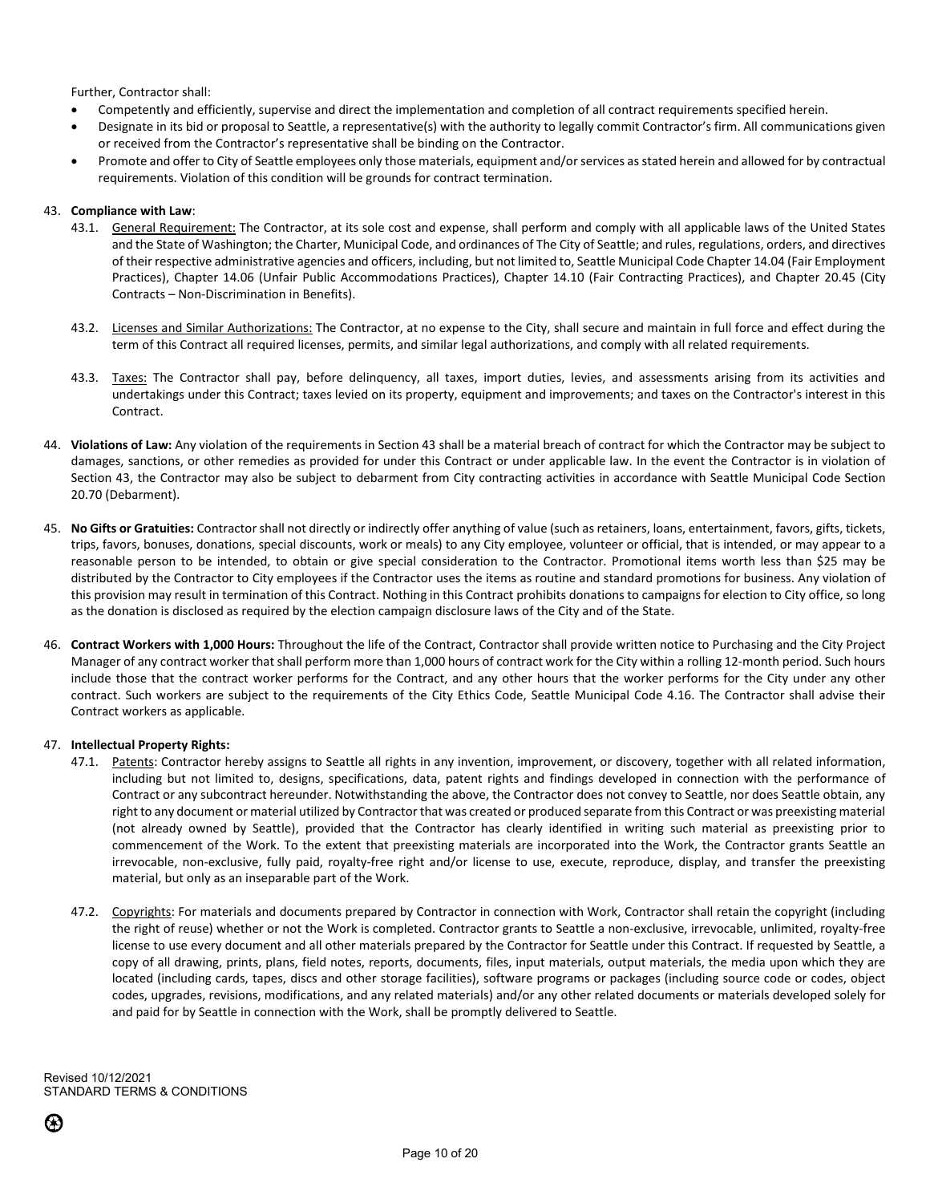Further, Contractor shall:

- Competently and efficiently, supervise and direct the implementation and completion of all contract requirements specified herein.
- Designate in its bid or proposal to Seattle, a representative(s) with the authority to legally commit Contractor's firm. All communications given or received from the Contractor's representative shall be binding on the Contractor.
- Promote and offer to City of Seattle employees only those materials, equipment and/or services as stated herein and allowed for by contractual requirements. Violation of this condition will be grounds for contract termination.

43. **Compliance with Law**:

   43.1. General Requirement: The Contractor, at its sole cost and expense, shall perform and comply with all applicable laws of the United States and the State of Washington; the Charter, Municipal Code, and ordinances of The City of Seattle; and rules, regulations, orders, and directives of their respective administrative agencies and officers, including, but not limited to, Seattle Municipal Code Chapter 14.04 (Fair Employment Practices), Chapter 14.06 (Unfair Public Accommodations Practices), Chapter 14.10 (Fair Contracting Practices), and Chapter 20.45 (City Contracts – Non-Discrimination in Benefits).

   43.2. Licenses and Similar Authorizations: The Contractor, at no expense to the City, shall secure and maintain in full force and effect during the term of this Contract all required licenses, permits, and similar legal authorizations, and comply with all related requirements.

   43.3. Taxes: The Contractor shall pay, before delinquency, all taxes, import duties, levies, and assessments arising from its activities and undertakings under this Contract; taxes levied on its property, equipment and improvements; and taxes on the Contractor's interest in this Contract.

44. **Violations of Law:** Any violation of the requirements in Section 43 shall be a material breach of contract for which the Contractor may be subject to damages, sanctions, or other remedies as provided for under this Contract or under applicable law. In the event the Contractor is in violation of Section 43, the Contractor may also be subject to debarment from City contracting activities in accordance with Seattle Municipal Code Section 20.70 (Debarment).

45. **No Gifts or Gratuities:** Contractor shall not directly or indirectly offer anything of value (such as retainers, loans, entertainment, favors, gifts, tickets, trips, favors, bonuses, donations, special discounts, work or meals) to any City employee, volunteer or official, that is intended, or may appear to a reasonable person to be intended, to obtain or give special consideration to the Contractor. Promotional items worth less than $25 may be distributed by the Contractor to City employees if the Contractor uses the items as routine and standard promotions for business. Any violation of this provision may result in termination of this Contract. Nothing in this Contract prohibits donations to campaigns for election to City office, so long as the donation is disclosed as required by the election campaign disclosure laws of the City and of the State.

46. **Contract Workers with 1,000 Hours:** Throughout the life of the Contract, Contractor shall provide written notice to Purchasing and the City Project Manager of any contract worker that shall perform more than 1,000 hours of contract work for the City within a rolling 12-month period. Such hours include those that the contract worker performs for the Contract, and any other hours that the worker performs for the City under any other contract. Such workers are subject to the requirements of the City Ethics Code, Seattle Municipal Code 4.16. The Contractor shall advise their Contract workers as applicable.

47. **Intellectual Property Rights:**

   47.1. Patents: Contractor hereby assigns to Seattle all rights in any invention, improvement, or discovery, together with all related information, including but not limited to, designs, specifications, data, patent rights and findings developed in connection with the performance of Contract or any subcontract hereunder. Notwithstanding the above, the Contractor does not convey to Seattle, nor does Seattle obtain, any right to any document or material utilized by Contractor that was created or produced separate from this Contract or was preexisting material (not already owned by Seattle), provided that the Contractor has clearly identified in writing such material as preexisting prior to commencement of the Work. To the extent that preexisting materials are incorporated into the Work, the Contractor grants Seattle an irrevocable, non-exclusive, fully paid, royalty-free right and/or license to use, execute, reproduce, display, and transfer the preexisting material, but only as an inseparable part of the Work.

   47.2. Copyrights: For materials and documents prepared by Contractor in connection with Work, Contractor shall retain the copyright (including the right of reuse) whether or not the Work is completed. Contractor grants to Seattle a non-exclusive, irrevocable, unlimited, royalty-free license to use every document and all other materials prepared by the Contractor for Seattle under this Contract. If requested by Seattle, a copy of all drawing, prints, plans, field notes, reports, documents, files, input materials, output materials, the media upon which they are located (including cards, tapes, discs and other storage facilities), software programs or packages (including source code or codes, object codes, upgrades, revisions, modifications, and any related materials) and/or any other related documents or materials developed solely for and paid for by Seattle in connection with the Work, shall be promptly delivered to Seattle.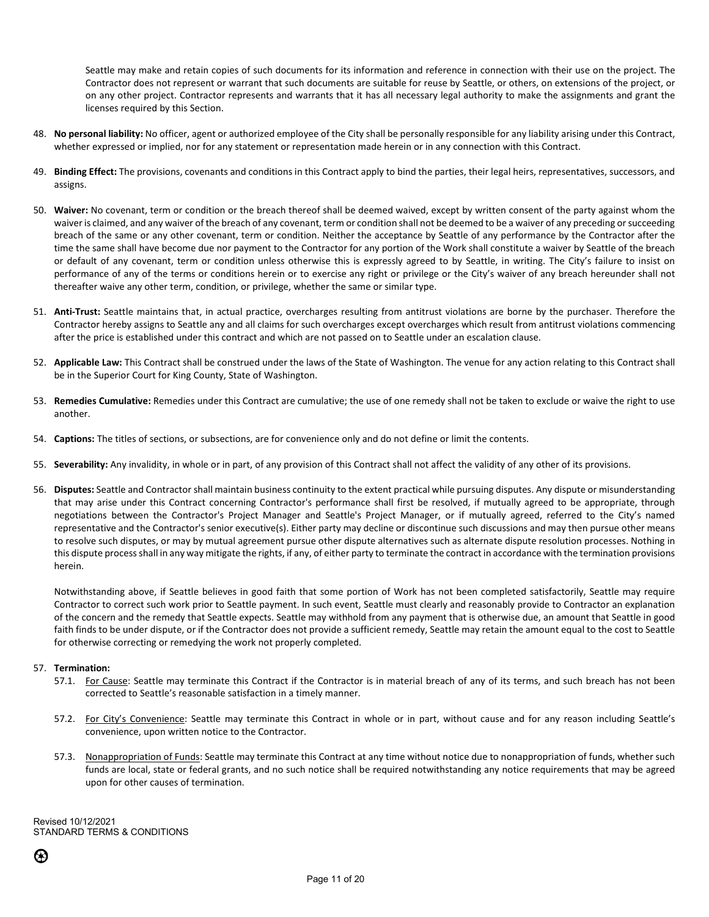Seattle may make and retain copies of such documents for its information and reference in connection with their use on the project. The Contractor does not represent or warrant that such documents are suitable for reuse by Seattle, or others, on extensions of the project, or on any other project. Contractor represents and warrants that it has all necessary legal authority to make the assignments and grant the licenses required by this Section.

48. **No personal liability:** No officer, agent or authorized employee of the City shall be personally responsible for any liability arising under this Contract, whether expressed or implied, nor for any statement or representation made herein or in any connection with this Contract.

49. **Binding Effect:** The provisions, covenants and conditions in this Contract apply to bind the parties, their legal heirs, representatives, successors, and assigns.

50. **Waiver:** No covenant, term or condition or the breach thereof shall be deemed waived, except by written consent of the party against whom the waiver is claimed, and any waiver of the breach of any covenant, term or condition shall not be deemed to be a waiver of any preceding or succeeding breach of the same or any other covenant, term or condition. Neither the acceptance by Seattle of any performance by the Contractor after the time the same shall have become due nor payment to the Contractor for any portion of the Work shall constitute a waiver by Seattle of the breach or default of any covenant, term or condition unless otherwise this is expressly agreed to by Seattle, in writing. The City's failure to insist on performance of any of the terms or conditions herein or to exercise any right or privilege or the City's waiver of any breach hereunder shall not thereafter waive any other term, condition, or privilege, whether the same or similar type.

51. **Anti-Trust:** Seattle maintains that, in actual practice, overcharges resulting from antitrust violations are borne by the purchaser. Therefore the Contractor hereby assigns to Seattle any and all claims for such overcharges except overcharges which result from antitrust violations commencing after the price is established under this contract and which are not passed on to Seattle under an escalation clause.

52. **Applicable Law:** This Contract shall be construed under the laws of the State of Washington. The venue for any action relating to this Contract shall be in the Superior Court for King County, State of Washington.

53. **Remedies Cumulative:** Remedies under this Contract are cumulative; the use of one remedy shall not be taken to exclude or waive the right to use another.

54. **Captions:** The titles of sections, or subsections, are for convenience only and do not define or limit the contents.

55. **Severability:** Any invalidity, in whole or in part, of any provision of this Contract shall not affect the validity of any other of its provisions.

56. **Disputes:** Seattle and Contractor shall maintain business continuity to the extent practical while pursuing disputes. Any dispute or misunderstanding that may arise under this Contract concerning Contractor's performance shall first be resolved, if mutually agreed to be appropriate, through negotiations between the Contractor's Project Manager and Seattle's Project Manager, or if mutually agreed, referred to the City's named representative and the Contractor's senior executive(s). Either party may decline or discontinue such discussions and may then pursue other means to resolve such disputes, or may by mutual agreement pursue other dispute alternatives such as alternate dispute resolution processes. Nothing in this dispute process shall in any way mitigate the rights, if any, of either party to terminate the contract in accordance with the termination provisions herein.

    Notwithstanding above, if Seattle believes in good faith that some portion of Work has not been completed satisfactorily, Seattle may require Contractor to correct such work prior to Seattle payment. In such event, Seattle must clearly and reasonably provide to Contractor an explanation of the concern and the remedy that Seattle expects. Seattle may withhold from any payment that is otherwise due, an amount that Seattle in good faith finds to be under dispute, or if the Contractor does not provide a sufficient remedy, Seattle may retain the amount equal to the cost to Seattle for otherwise correcting or remedying the work not properly completed.

57. **Termination:**
    - 57.1. For Cause: Seattle may terminate this Contract if the Contractor is in material breach of any of its terms, and such breach has not been corrected to Seattle's reasonable satisfaction in a timely manner.
    - 57.2. For City's Convenience: Seattle may terminate this Contract in whole or in part, without cause and for any reason including Seattle's convenience, upon written notice to the Contractor.
    - 57.3. Nonappropriation of Funds: Seattle may terminate this Contract at any time without notice due to nonappropriation of funds, whether such funds are local, state or federal grants, and no such notice shall be required notwithstanding any notice requirements that may be agreed upon for other causes of termination.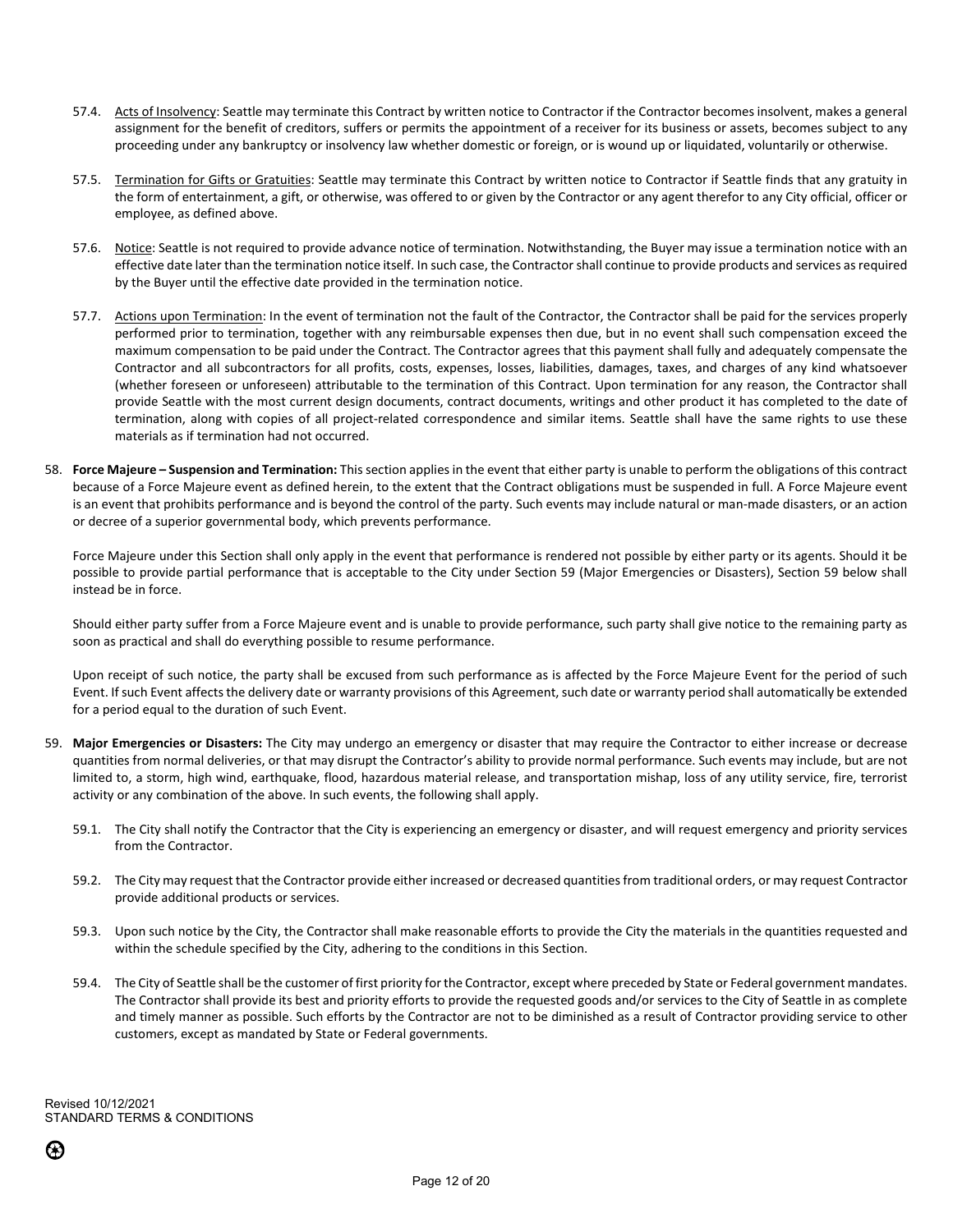57.4. Acts of Insolvency: Seattle may terminate this Contract by written notice to Contractor if the Contractor becomes insolvent, makes a general assignment for the benefit of creditors, suffers or permits the appointment of a receiver for its business or assets, becomes subject to any proceeding under any bankruptcy or insolvency law whether domestic or foreign, or is wound up or liquidated, voluntarily or otherwise.

57.5. Termination for Gifts or Gratuities: Seattle may terminate this Contract by written notice to Contractor if Seattle finds that any gratuity in the form of entertainment, a gift, or otherwise, was offered to or given by the Contractor or any agent therefor to any City official, officer or employee, as defined above.

57.6. Notice: Seattle is not required to provide advance notice of termination. Notwithstanding, the Buyer may issue a termination notice with an effective date later than the termination notice itself. In such case, the Contractor shall continue to provide products and services as required by the Buyer until the effective date provided in the termination notice.

57.7. Actions upon Termination: In the event of termination not the fault of the Contractor, the Contractor shall be paid for the services properly performed prior to termination, together with any reimbursable expenses then due, but in no event shall such compensation exceed the maximum compensation to be paid under the Contract. The Contractor agrees that this payment shall fully and adequately compensate the Contractor and all subcontractors for all profits, costs, expenses, losses, liabilities, damages, taxes, and charges of any kind whatsoever (whether foreseen or unforeseen) attributable to the termination of this Contract. Upon termination for any reason, the Contractor shall provide Seattle with the most current design documents, contract documents, writings and other product it has completed to the date of termination, along with copies of all project-related correspondence and similar items. Seattle shall have the same rights to use these materials as if termination had not occurred.

58. **Force Majeure – Suspension and Termination:** This section applies in the event that either party is unable to perform the obligations of this contract because of a Force Majeure event as defined herein, to the extent that the Contract obligations must be suspended in full. A Force Majeure event is an event that prohibits performance and is beyond the control of the party. Such events may include natural or man-made disasters, or an action or decree of a superior governmental body, which prevents performance.

Force Majeure under this Section shall only apply in the event that performance is rendered not possible by either party or its agents. Should it be possible to provide partial performance that is acceptable to the City under Section 59 (Major Emergencies or Disasters), Section 59 below shall instead be in force.

Should either party suffer from a Force Majeure event and is unable to provide performance, such party shall give notice to the remaining party as soon as practical and shall do everything possible to resume performance.

Upon receipt of such notice, the party shall be excused from such performance as is affected by the Force Majeure Event for the period of such Event. If such Event affects the delivery date or warranty provisions of this Agreement, such date or warranty period shall automatically be extended for a period equal to the duration of such Event.

59. **Major Emergencies or Disasters:** The City may undergo an emergency or disaster that may require the Contractor to either increase or decrease quantities from normal deliveries, or that may disrupt the Contractor's ability to provide normal performance. Such events may include, but are not limited to, a storm, high wind, earthquake, flood, hazardous material release, and transportation mishap, loss of any utility service, fire, terrorist activity or any combination of the above. In such events, the following shall apply.

59.1. The City shall notify the Contractor that the City is experiencing an emergency or disaster, and will request emergency and priority services from the Contractor.

59.2. The City may request that the Contractor provide either increased or decreased quantities from traditional orders, or may request Contractor provide additional products or services.

59.3. Upon such notice by the City, the Contractor shall make reasonable efforts to provide the City the materials in the quantities requested and within the schedule specified by the City, adhering to the conditions in this Section.

59.4. The City of Seattle shall be the customer of first priority for the Contractor, except where preceded by State or Federal government mandates. The Contractor shall provide its best and priority efforts to provide the requested goods and/or services to the City of Seattle in as complete and timely manner as possible. Such efforts by the Contractor are not to be diminished as a result of Contractor providing service to other customers, except as mandated by State or Federal governments.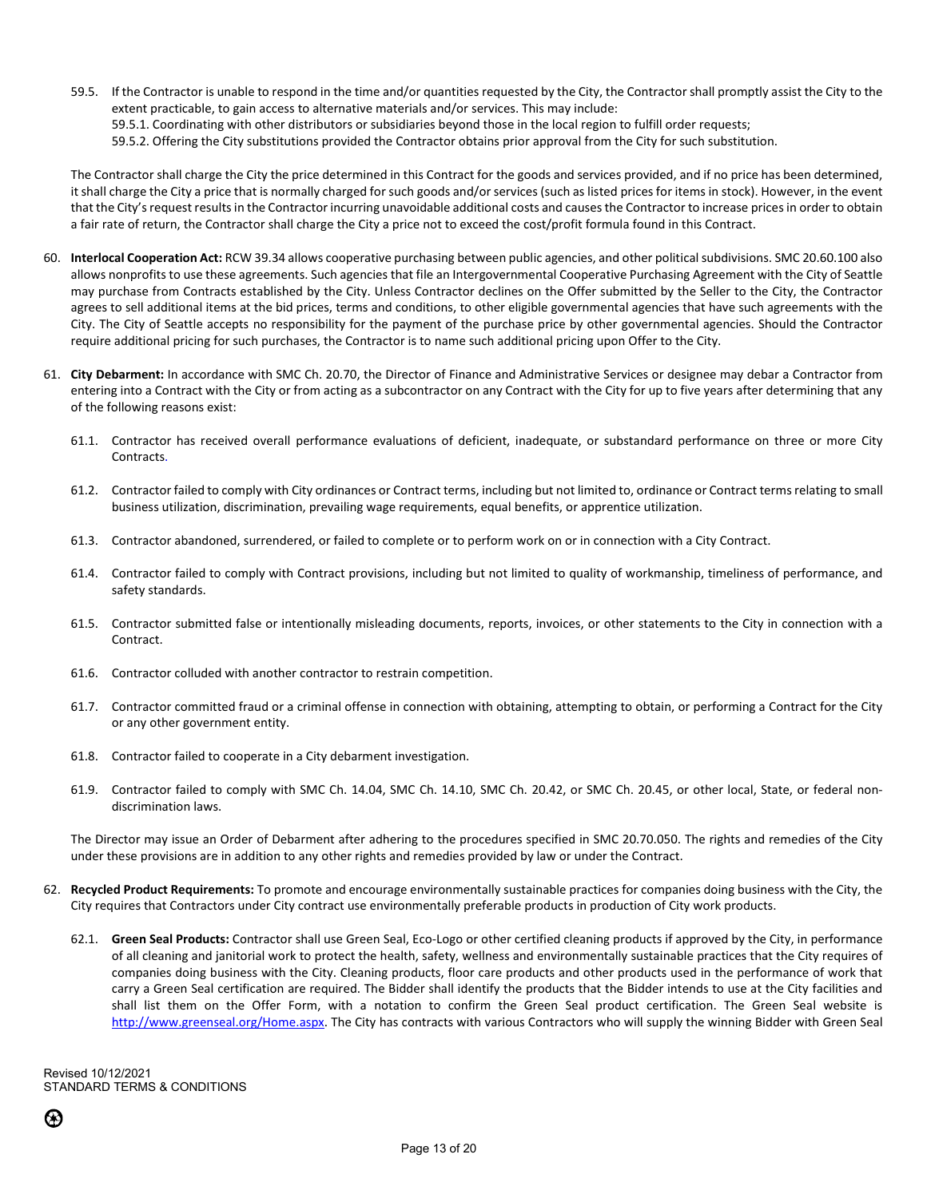59.5. If the Contractor is unable to respond in the time and/or quantities requested by the City, the Contractor shall promptly assist the City to the extent practicable, to gain access to alternative materials and/or services. This may include:
   59.5.1. Coordinating with other distributors or subsidiaries beyond those in the local region to fulfill order requests;
   59.5.2. Offering the City substitutions provided the Contractor obtains prior approval from the City for such substitution.

The Contractor shall charge the City the price determined in this Contract for the goods and services provided, and if no price has been determined, it shall charge the City a price that is normally charged for such goods and/or services (such as listed prices for items in stock). However, in the event that the City's request results in the Contractor incurring unavoidable additional costs and causes the Contractor to increase prices in order to obtain a fair rate of return, the Contractor shall charge the City a price not to exceed the cost/profit formula found in this Contract.

60. **Interlocal Cooperation Act:** RCW 39.34 allows cooperative purchasing between public agencies, and other political subdivisions. SMC 20.60.100 also allows nonprofits to use these agreements. Such agencies that file an Intergovernmental Cooperative Purchasing Agreement with the City of Seattle may purchase from Contracts established by the City. Unless Contractor declines on the Offer submitted by the Seller to the City, the Contractor agrees to sell additional items at the bid prices, terms and conditions, to other eligible governmental agencies that have such agreements with the City. The City of Seattle accepts no responsibility for the payment of the purchase price by other governmental agencies. Should the Contractor require additional pricing for such purchases, the Contractor is to name such additional pricing upon Offer to the City.

61. **City Debarment:** In accordance with SMC Ch. 20.70, the Director of Finance and Administrative Services or designee may debar a Contractor from entering into a Contract with the City or from acting as a subcontractor on any Contract with the City for up to five years after determining that any of the following reasons exist:

   61.1. Contractor has received overall performance evaluations of deficient, inadequate, or substandard performance on three or more City Contracts.

   61.2. Contractor failed to comply with City ordinances or Contract terms, including but not limited to, ordinance or Contract terms relating to small business utilization, discrimination, prevailing wage requirements, equal benefits, or apprentice utilization.

   61.3. Contractor abandoned, surrendered, or failed to complete or to perform work on or in connection with a City Contract.

   61.4. Contractor failed to comply with Contract provisions, including but not limited to quality of workmanship, timeliness of performance, and safety standards.

   61.5. Contractor submitted false or intentionally misleading documents, reports, invoices, or other statements to the City in connection with a Contract.

   61.6. Contractor colluded with another contractor to restrain competition.

   61.7. Contractor committed fraud or a criminal offense in connection with obtaining, attempting to obtain, or performing a Contract for the City or any other government entity.

   61.8. Contractor failed to cooperate in a City debarment investigation.

   61.9. Contractor failed to comply with SMC Ch. 14.04, SMC Ch. 14.10, SMC Ch. 20.42, or SMC Ch. 20.45, or other local, State, or federal non-discrimination laws.

The Director may issue an Order of Debarment after adhering to the procedures specified in SMC 20.70.050. The rights and remedies of the City under these provisions are in addition to any other rights and remedies provided by law or under the Contract.

62. **Recycled Product Requirements:** To promote and encourage environmentally sustainable practices for companies doing business with the City, the City requires that Contractors under City contract use environmentally preferable products in production of City work products.

   62.1. **Green Seal Products:** Contractor shall use Green Seal, Eco-Logo or other certified cleaning products if approved by the City, in performance of all cleaning and janitorial work to protect the health, safety, wellness and environmentally sustainable practices that the City requires of companies doing business with the City. Cleaning products, floor care products and other products used in the performance of work that carry a Green Seal certification are required. The Bidder shall identify the products that the Bidder intends to use at the City facilities and shall list them on the Offer Form, with a notation to confirm the Green Seal product certification. The Green Seal website is http://www.greenseal.org/Home.aspx. The City has contracts with various Contractors who will supply the winning Bidder with Green Seal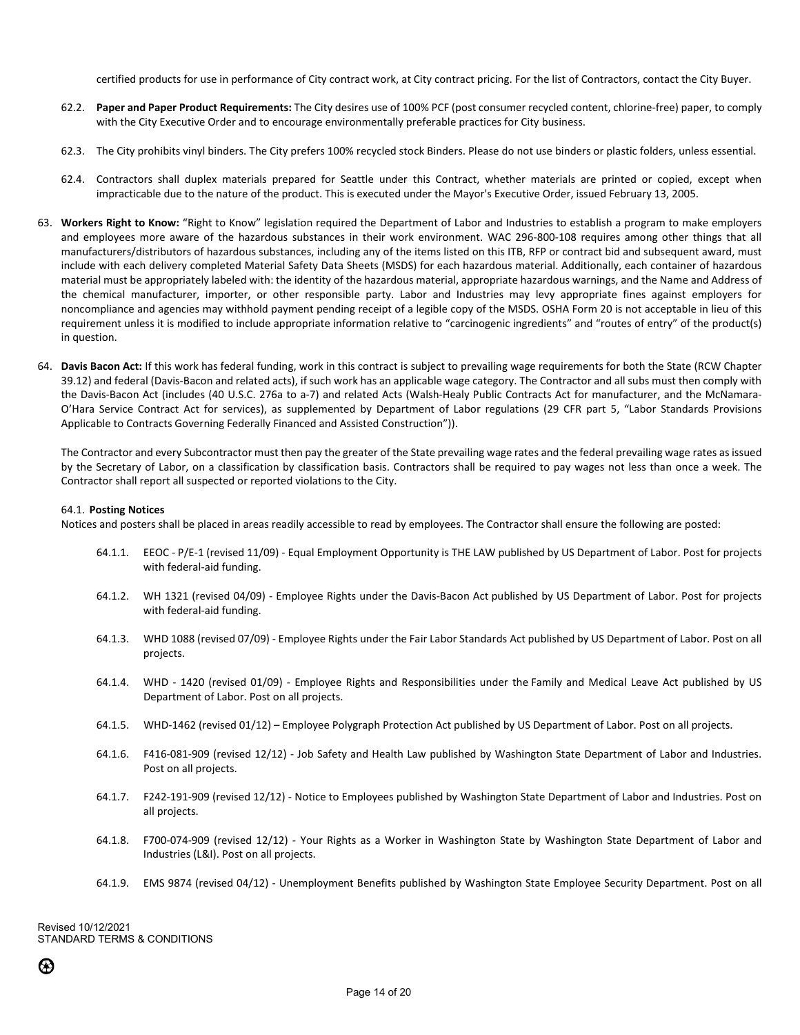certified products for use in performance of City contract work, at City contract pricing. For the list of Contractors, contact the City Buyer.

62.2. **Paper and Paper Product Requirements:** The City desires use of 100% PCF (post consumer recycled content, chlorine-free) paper, to comply with the City Executive Order and to encourage environmentally preferable practices for City business.

62.3. The City prohibits vinyl binders. The City prefers 100% recycled stock Binders. Please do not use binders or plastic folders, unless essential.

62.4. Contractors shall duplex materials prepared for Seattle under this Contract, whether materials are printed or copied, except when impracticable due to the nature of the product. This is executed under the Mayor's Executive Order, issued February 13, 2005.

63. **Workers Right to Know:** "Right to Know" legislation required the Department of Labor and Industries to establish a program to make employers and employees more aware of the hazardous substances in their work environment. WAC 296-800-108 requires among other things that all manufacturers/distributors of hazardous substances, including any of the items listed on this ITB, RFP or contract bid and subsequent award, must include with each delivery completed Material Safety Data Sheets (MSDS) for each hazardous material. Additionally, each container of hazardous material must be appropriately labeled with: the identity of the hazardous material, appropriate hazardous warnings, and the Name and Address of the chemical manufacturer, importer, or other responsible party. Labor and Industries may levy appropriate fines against employers for noncompliance and agencies may withhold payment pending receipt of a legible copy of the MSDS. OSHA Form 20 is not acceptable in lieu of this requirement unless it is modified to include appropriate information relative to "carcinogenic ingredients" and "routes of entry" of the product(s) in question.

64. **Davis Bacon Act:** If this work has federal funding, work in this contract is subject to prevailing wage requirements for both the State (RCW Chapter 39.12) and federal (Davis-Bacon and related acts), if such work has an applicable wage category. The Contractor and all subs must then comply with the Davis-Bacon Act (includes (40 U.S.C. 276a to a-7) and related Acts (Walsh-Healy Public Contracts Act for manufacturer, and the McNamara-O'Hara Service Contract Act for services), as supplemented by Department of Labor regulations (29 CFR part 5, "Labor Standards Provisions Applicable to Contracts Governing Federally Financed and Assisted Construction")).

The Contractor and every Subcontractor must then pay the greater of the State prevailing wage rates and the federal prevailing wage rates as issued by the Secretary of Labor, on a classification by classification basis. Contractors shall be required to pay wages not less than once a week. The Contractor shall report all suspected or reported violations to the City.

64.1. **Posting Notices**

Notices and posters shall be placed in areas readily accessible to read by employees. The Contractor shall ensure the following are posted:

64.1.1. EEOC - P/E-1 (revised 11/09) - Equal Employment Opportunity is THE LAW published by US Department of Labor. Post for projects with federal-aid funding.

64.1.2. WH 1321 (revised 04/09) - Employee Rights under the Davis-Bacon Act published by US Department of Labor. Post for projects with federal-aid funding.

64.1.3. WHD 1088 (revised 07/09) - Employee Rights under the Fair Labor Standards Act published by US Department of Labor. Post on all projects.

64.1.4. WHD - 1420 (revised 01/09) - Employee Rights and Responsibilities under the Family and Medical Leave Act published by US Department of Labor. Post on all projects.

64.1.5. WHD-1462 (revised 01/12) – Employee Polygraph Protection Act published by US Department of Labor. Post on all projects.

64.1.6. F416-081-909 (revised 12/12) - Job Safety and Health Law published by Washington State Department of Labor and Industries. Post on all projects.

64.1.7. F242-191-909 (revised 12/12) - Notice to Employees published by Washington State Department of Labor and Industries. Post on all projects.

64.1.8. F700-074-909 (revised 12/12) - Your Rights as a Worker in Washington State by Washington State Department of Labor and Industries (L&I). Post on all projects.

64.1.9. EMS 9874 (revised 04/12) - Unemployment Benefits published by Washington State Employee Security Department. Post on all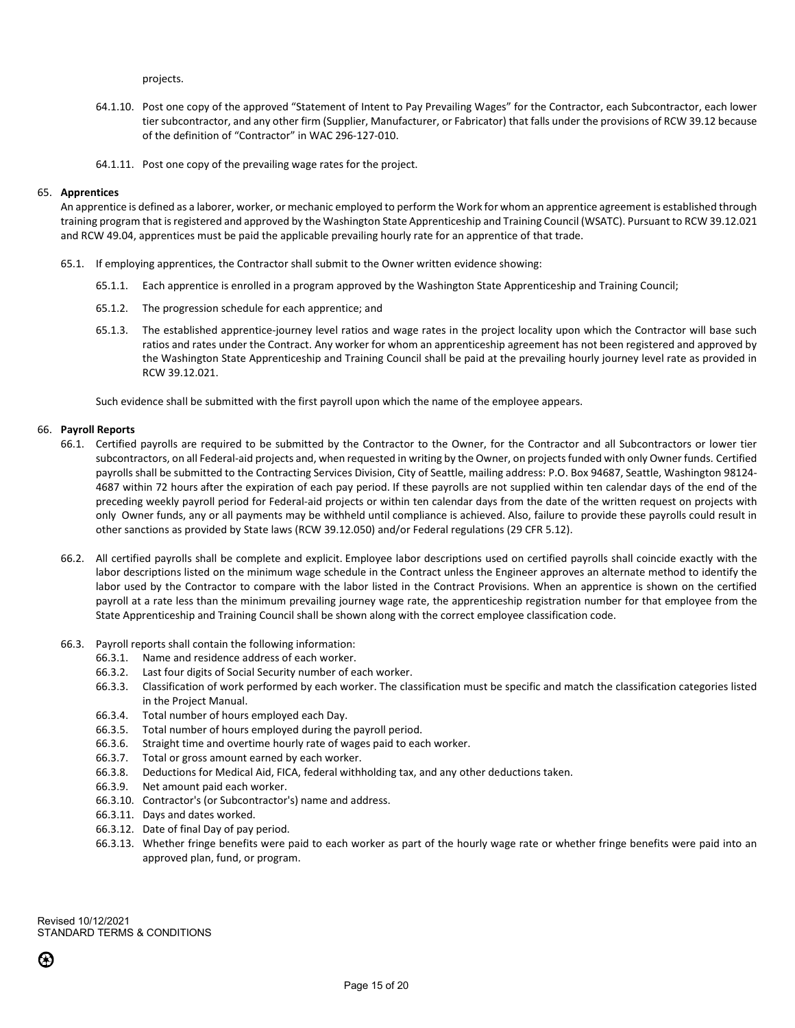projects.

64.1.10. Post one copy of the approved "Statement of Intent to Pay Prevailing Wages" for the Contractor, each Subcontractor, each lower tier subcontractor, and any other firm (Supplier, Manufacturer, or Fabricator) that falls under the provisions of RCW 39.12 because of the definition of "Contractor" in WAC 296-127-010.

64.1.11. Post one copy of the prevailing wage rates for the project.

65. **Apprentices**

An apprentice is defined as a laborer, worker, or mechanic employed to perform the Work for whom an apprentice agreement is established through training program that is registered and approved by the Washington State Apprenticeship and Training Council (WSATC). Pursuant to RCW 39.12.021 and RCW 49.04, apprentices must be paid the applicable prevailing hourly rate for an apprentice of that trade.

65.1. If employing apprentices, the Contractor shall submit to the Owner written evidence showing:

65.1.1. Each apprentice is enrolled in a program approved by the Washington State Apprenticeship and Training Council;

65.1.2. The progression schedule for each apprentice; and

65.1.3. The established apprentice-journey level ratios and wage rates in the project locality upon which the Contractor will base such ratios and rates under the Contract. Any worker for whom an apprenticeship agreement has not been registered and approved by the Washington State Apprenticeship and Training Council shall be paid at the prevailing hourly journey level rate as provided in RCW 39.12.021.

Such evidence shall be submitted with the first payroll upon which the name of the employee appears.

66. **Payroll Reports**

66.1. Certified payrolls are required to be submitted by the Contractor to the Owner, for the Contractor and all Subcontractors or lower tier subcontractors, on all Federal-aid projects and, when requested in writing by the Owner, on projects funded with only Owner funds. Certified payrolls shall be submitted to the Contracting Services Division, City of Seattle, mailing address: P.O. Box 94687, Seattle, Washington 98124-4687 within 72 hours after the expiration of each pay period. If these payrolls are not supplied within ten calendar days of the end of the preceding weekly payroll period for Federal-aid projects or within ten calendar days from the date of the written request on projects with only Owner funds, any or all payments may be withheld until compliance is achieved. Also, failure to provide these payrolls could result in other sanctions as provided by State laws (RCW 39.12.050) and/or Federal regulations (29 CFR 5.12).

66.2. All certified payrolls shall be complete and explicit. Employee labor descriptions used on certified payrolls shall coincide exactly with the labor descriptions listed on the minimum wage schedule in the Contract unless the Engineer approves an alternate method to identify the labor used by the Contractor to compare with the labor listed in the Contract Provisions. When an apprentice is shown on the certified payroll at a rate less than the minimum prevailing journey wage rate, the apprenticeship registration number for that employee from the State Apprenticeship and Training Council shall be shown along with the correct employee classification code.

66.3. Payroll reports shall contain the following information:

66.3.1. Name and residence address of each worker.
66.3.2. Last four digits of Social Security number of each worker.
66.3.3. Classification of work performed by each worker. The classification must be specific and match the classification categories listed in the Project Manual.
66.3.4. Total number of hours employed each Day.
66.3.5. Total number of hours employed during the payroll period.
66.3.6. Straight time and overtime hourly rate of wages paid to each worker.
66.3.7. Total or gross amount earned by each worker.
66.3.8. Deductions for Medical Aid, FICA, federal withholding tax, and any other deductions taken.
66.3.9. Net amount paid each worker.
66.3.10. Contractor's (or Subcontractor's) name and address.
66.3.11. Days and dates worked.
66.3.12. Date of final Day of pay period.
66.3.13. Whether fringe benefits were paid to each worker as part of the hourly wage rate or whether fringe benefits were paid into an approved plan, fund, or program.

Revised 10/12/2021
STANDARD TERMS & CONDITIONS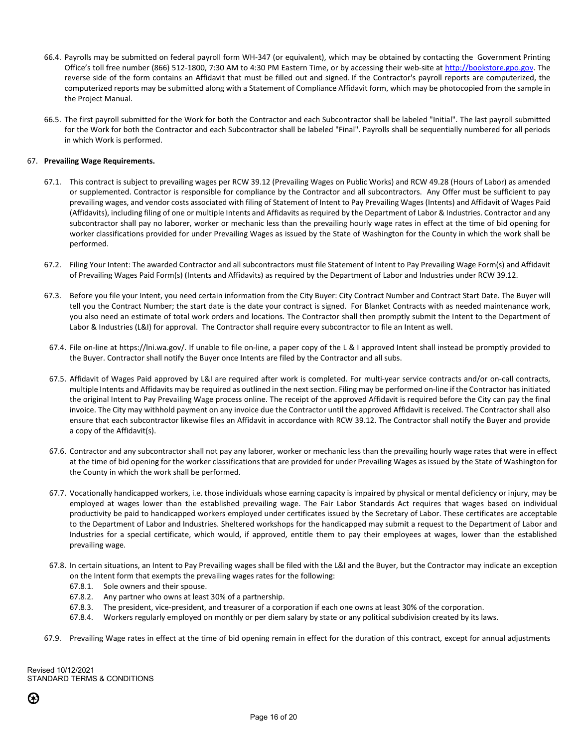66.4. Payrolls may be submitted on federal payroll form WH-347 (or equivalent), which may be obtained by contacting the Government Printing Office's toll free number (866) 512-1800, 7:30 AM to 4:30 PM Eastern Time, or by accessing their web-site at http://bookstore.gpo.gov. The reverse side of the form contains an Affidavit that must be filled out and signed. If the Contractor's payroll reports are computerized, the computerized reports may be submitted along with a Statement of Compliance Affidavit form, which may be photocopied from the sample in the Project Manual.

66.5. The first payroll submitted for the Work for both the Contractor and each Subcontractor shall be labeled "Initial". The last payroll submitted for the Work for both the Contractor and each Subcontractor shall be labeled "Final". Payrolls shall be sequentially numbered for all periods in which Work is performed.

67. **Prevailing Wage Requirements.**

67.1. This contract is subject to prevailing wages per RCW 39.12 (Prevailing Wages on Public Works) and RCW 49.28 (Hours of Labor) as amended or supplemented. Contractor is responsible for compliance by the Contractor and all subcontractors. Any Offer must be sufficient to pay prevailing wages, and vendor costs associated with filing of Statement of Intent to Pay Prevailing Wages (Intents) and Affidavit of Wages Paid (Affidavits), including filing of one or multiple Intents and Affidavits as required by the Department of Labor & Industries. Contractor and any subcontractor shall pay no laborer, worker or mechanic less than the prevailing hourly wage rates in effect at the time of bid opening for worker classifications provided for under Prevailing Wages as issued by the State of Washington for the County in which the work shall be performed.

67.2. Filing Your Intent: The awarded Contractor and all subcontractors must file Statement of Intent to Pay Prevailing Wage Form(s) and Affidavit of Prevailing Wages Paid Form(s) (Intents and Affidavits) as required by the Department of Labor and Industries under RCW 39.12.

67.3. Before you file your Intent, you need certain information from the City Buyer: City Contract Number and Contract Start Date. The Buyer will tell you the Contract Number; the start date is the date your contract is signed. For Blanket Contracts with as needed maintenance work, you also need an estimate of total work orders and locations. The Contractor shall then promptly submit the Intent to the Department of Labor & Industries (L&I) for approval. The Contractor shall require every subcontractor to file an Intent as well.

67.4. File on-line at https://lni.wa.gov/. If unable to file on-line, a paper copy of the L & I approved Intent shall instead be promptly provided to the Buyer. Contractor shall notify the Buyer once Intents are filed by the Contractor and all subs.

67.5. Affidavit of Wages Paid approved by L&I are required after work is completed. For multi-year service contracts and/or on-call contracts, multiple Intents and Affidavits may be required as outlined in the next section. Filing may be performed on-line if the Contractor has initiated the original Intent to Pay Prevailing Wage process online. The receipt of the approved Affidavit is required before the City can pay the final invoice. The City may withhold payment on any invoice due the Contractor until the approved Affidavit is received. The Contractor shall also ensure that each subcontractor likewise files an Affidavit in accordance with RCW 39.12. The Contractor shall notify the Buyer and provide a copy of the Affidavit(s).

67.6. Contractor and any subcontractor shall not pay any laborer, worker or mechanic less than the prevailing hourly wage rates that were in effect at the time of bid opening for the worker classifications that are provided for under Prevailing Wages as issued by the State of Washington for the County in which the work shall be performed.

67.7. Vocationally handicapped workers, i.e. those individuals whose earning capacity is impaired by physical or mental deficiency or injury, may be employed at wages lower than the established prevailing wage. The Fair Labor Standards Act requires that wages based on individual productivity be paid to handicapped workers employed under certificates issued by the Secretary of Labor. These certificates are acceptable to the Department of Labor and Industries. Sheltered workshops for the handicapped may submit a request to the Department of Labor and Industries for a special certificate, which would, if approved, entitle them to pay their employees at wages, lower than the established prevailing wage.

67.8. In certain situations, an Intent to Pay Prevailing wages shall be filed with the L&I and the Buyer, but the Contractor may indicate an exception on the Intent form that exempts the prevailing wages rates for the following:

67.8.1. Sole owners and their spouse.

67.8.2. Any partner who owns at least 30% of a partnership.

67.8.3. The president, vice-president, and treasurer of a corporation if each one owns at least 30% of the corporation.

67.8.4. Workers regularly employed on monthly or per diem salary by state or any political subdivision created by its laws.

67.9. Prevailing Wage rates in effect at the time of bid opening remain in effect for the duration of this contract, except for annual adjustments

Revised 10/12/2021
STANDARD TERMS & CONDITIONS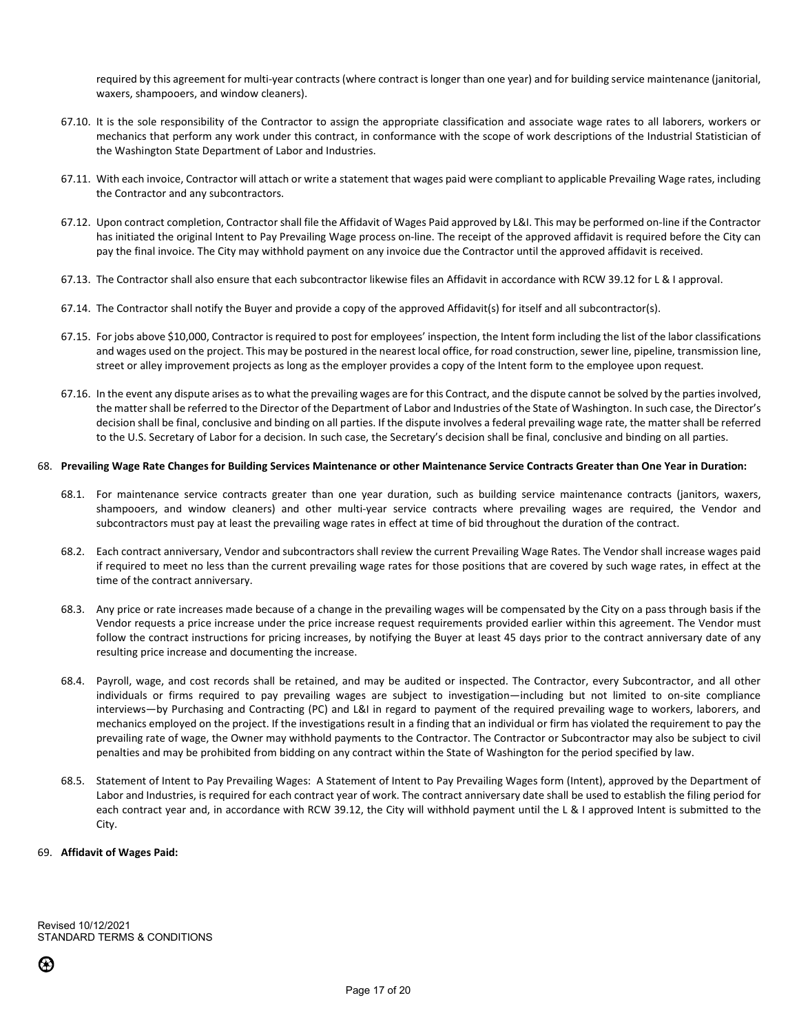required by this agreement for multi-year contracts (where contract is longer than one year) and for building service maintenance (janitorial, waxers, shampooers, and window cleaners).

67.10. It is the sole responsibility of the Contractor to assign the appropriate classification and associate wage rates to all laborers, workers or mechanics that perform any work under this contract, in conformance with the scope of work descriptions of the Industrial Statistician of the Washington State Department of Labor and Industries.

67.11. With each invoice, Contractor will attach or write a statement that wages paid were compliant to applicable Prevailing Wage rates, including the Contractor and any subcontractors.

67.12. Upon contract completion, Contractor shall file the Affidavit of Wages Paid approved by L&I. This may be performed on-line if the Contractor has initiated the original Intent to Pay Prevailing Wage process on-line. The receipt of the approved affidavit is required before the City can pay the final invoice. The City may withhold payment on any invoice due the Contractor until the approved affidavit is received.

67.13. The Contractor shall also ensure that each subcontractor likewise files an Affidavit in accordance with RCW 39.12 for L & I approval.

67.14. The Contractor shall notify the Buyer and provide a copy of the approved Affidavit(s) for itself and all subcontractor(s).

67.15. For jobs above $10,000, Contractor is required to post for employees' inspection, the Intent form including the list of the labor classifications and wages used on the project. This may be postured in the nearest local office, for road construction, sewer line, pipeline, transmission line, street or alley improvement projects as long as the employer provides a copy of the Intent form to the employee upon request.

67.16. In the event any dispute arises as to what the prevailing wages are for this Contract, and the dispute cannot be solved by the parties involved, the matter shall be referred to the Director of the Department of Labor and Industries of the State of Washington. In such case, the Director's decision shall be final, conclusive and binding on all parties. If the dispute involves a federal prevailing wage rate, the matter shall be referred to the U.S. Secretary of Labor for a decision. In such case, the Secretary's decision shall be final, conclusive and binding on all parties.

68. **Prevailing Wage Rate Changes for Building Services Maintenance or other Maintenance Service Contracts Greater than One Year in Duration:**

68.1. For maintenance service contracts greater than one year duration, such as building service maintenance contracts (janitors, waxers, shampooers, and window cleaners) and other multi-year service contracts where prevailing wages are required, the Vendor and subcontractors must pay at least the prevailing wage rates in effect at time of bid throughout the duration of the contract.

68.2. Each contract anniversary, Vendor and subcontractors shall review the current Prevailing Wage Rates. The Vendor shall increase wages paid if required to meet no less than the current prevailing wage rates for those positions that are covered by such wage rates, in effect at the time of the contract anniversary.

68.3. Any price or rate increases made because of a change in the prevailing wages will be compensated by the City on a pass through basis if the Vendor requests a price increase under the price increase request requirements provided earlier within this agreement. The Vendor must follow the contract instructions for pricing increases, by notifying the Buyer at least 45 days prior to the contract anniversary date of any resulting price increase and documenting the increase.

68.4. Payroll, wage, and cost records shall be retained, and may be audited or inspected. The Contractor, every Subcontractor, and all other individuals or firms required to pay prevailing wages are subject to investigation—including but not limited to on-site compliance interviews—by Purchasing and Contracting (PC) and L&I in regard to payment of the required prevailing wage to workers, laborers, and mechanics employed on the project. If the investigations result in a finding that an individual or firm has violated the requirement to pay the prevailing rate of wage, the Owner may withhold payments to the Contractor. The Contractor or Subcontractor may also be subject to civil penalties and may be prohibited from bidding on any contract within the State of Washington for the period specified by law.

68.5. Statement of Intent to Pay Prevailing Wages: A Statement of Intent to Pay Prevailing Wages form (Intent), approved by the Department of Labor and Industries, is required for each contract year of work. The contract anniversary date shall be used to establish the filing period for each contract year and, in accordance with RCW 39.12, the City will withhold payment until the L & I approved Intent is submitted to the City.

69. **Affidavit of Wages Paid:**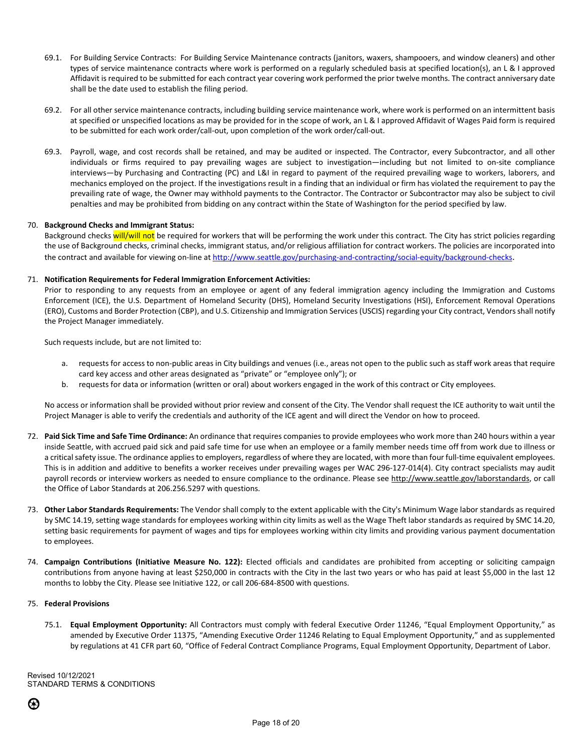69.1. For Building Service Contracts: For Building Service Maintenance contracts (janitors, waxers, shampooers, and window cleaners) and other types of service maintenance contracts where work is performed on a regularly scheduled basis at specified location(s), an L & I approved Affidavit is required to be submitted for each contract year covering work performed the prior twelve months. The contract anniversary date shall be the date used to establish the filing period.

69.2. For all other service maintenance contracts, including building service maintenance work, where work is performed on an intermittent basis at specified or unspecified locations as may be provided for in the scope of work, an L & I approved Affidavit of Wages Paid form is required to be submitted for each work order/call-out, upon completion of the work order/call-out.

69.3. Payroll, wage, and cost records shall be retained, and may be audited or inspected. The Contractor, every Subcontractor, and all other individuals or firms required to pay prevailing wages are subject to investigation—including but not limited to on-site compliance interviews—by Purchasing and Contracting (PC) and L&I in regard to payment of the required prevailing wage to workers, laborers, and mechanics employed on the project. If the investigations result in a finding that an individual or firm has violated the requirement to pay the prevailing rate of wage, the Owner may withhold payments to the Contractor. The Contractor or Subcontractor may also be subject to civil penalties and may be prohibited from bidding on any contract within the State of Washington for the period specified by law.

70. **Background Checks and Immigrant Status:**
Background checks will/will not be required for workers that will be performing the work under this contract. The City has strict policies regarding the use of Background checks, criminal checks, immigrant status, and/or religious affiliation for contract workers. The policies are incorporated into the contract and available for viewing on-line at http://www.seattle.gov/purchasing-and-contracting/social-equity/background-checks.

71. **Notification Requirements for Federal Immigration Enforcement Activities:**
Prior to responding to any requests from an employee or agent of any federal immigration agency including the Immigration and Customs Enforcement (ICE), the U.S. Department of Homeland Security (DHS), Homeland Security Investigations (HSI), Enforcement Removal Operations (ERO), Customs and Border Protection (CBP), and U.S. Citizenship and Immigration Services (USCIS) regarding your City contract, Vendors shall notify the Project Manager immediately.

Such requests include, but are not limited to:

a. requests for access to non-public areas in City buildings and venues (i.e., areas not open to the public such as staff work areas that require card key access and other areas designated as "private" or "employee only"); or
b. requests for data or information (written or oral) about workers engaged in the work of this contract or City employees.

No access or information shall be provided without prior review and consent of the City. The Vendor shall request the ICE authority to wait until the Project Manager is able to verify the credentials and authority of the ICE agent and will direct the Vendor on how to proceed.

72. **Paid Sick Time and Safe Time Ordinance:** An ordinance that requires companies to provide employees who work more than 240 hours within a year inside Seattle, with accrued paid sick and paid safe time for use when an employee or a family member needs time off from work due to illness or a critical safety issue. The ordinance applies to employers, regardless of where they are located, with more than four full-time equivalent employees. This is in addition and additive to benefits a worker receives under prevailing wages per WAC 296-127-014(4). City contract specialists may audit payroll records or interview workers as needed to ensure compliance to the ordinance. Please see http://www.seattle.gov/laborstandards, or call the Office of Labor Standards at 206.256.5297 with questions.

73. **Other Labor Standards Requirements:** The Vendor shall comply to the extent applicable with the City's Minimum Wage labor standards as required by SMC 14.19, setting wage standards for employees working within city limits as well as the Wage Theft labor standards as required by SMC 14.20, setting basic requirements for payment of wages and tips for employees working within city limits and providing various payment documentation to employees.

74. **Campaign Contributions (Initiative Measure No. 122):** Elected officials and candidates are prohibited from accepting or soliciting campaign contributions from anyone having at least $250,000 in contracts with the City in the last two years or who has paid at least $5,000 in the last 12 months to lobby the City. Please see Initiative 122, or call 206-684-8500 with questions.

75. **Federal Provisions**

75.1. **Equal Employment Opportunity:** All Contractors must comply with federal Executive Order 11246, "Equal Employment Opportunity," as amended by Executive Order 11375, "Amending Executive Order 11246 Relating to Equal Employment Opportunity," and as supplemented by regulations at 41 CFR part 60, "Office of Federal Contract Compliance Programs, Equal Employment Opportunity, Department of Labor.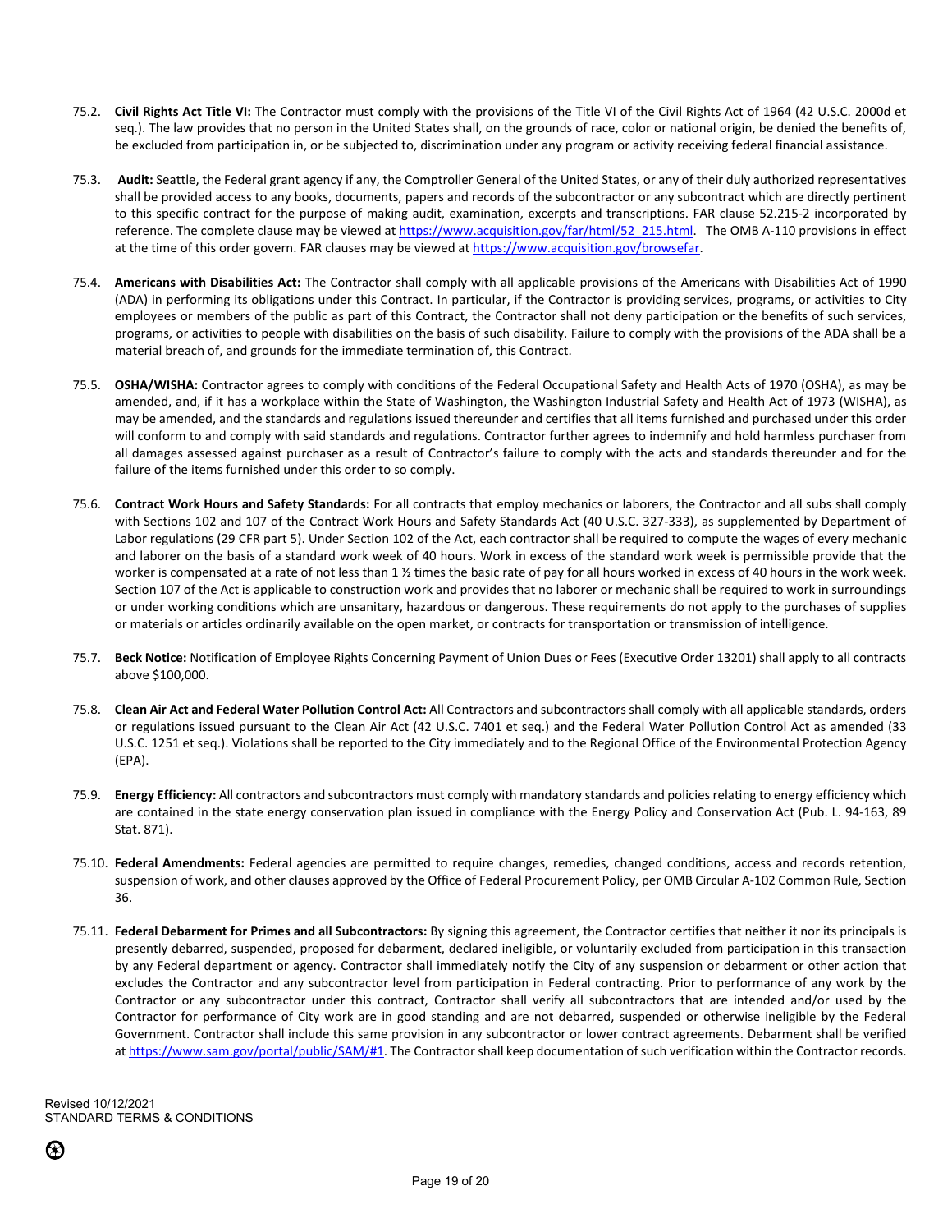75.2. **Civil Rights Act Title VI:** The Contractor must comply with the provisions of the Title VI of the Civil Rights Act of 1964 (42 U.S.C. 2000d et seq.). The law provides that no person in the United States shall, on the grounds of race, color or national origin, be denied the benefits of, be excluded from participation in, or be subjected to, discrimination under any program or activity receiving federal financial assistance.

75.3. **Audit:** Seattle, the Federal grant agency if any, the Comptroller General of the United States, or any of their duly authorized representatives shall be provided access to any books, documents, papers and records of the subcontractor or any subcontract which are directly pertinent to this specific contract for the purpose of making audit, examination, excerpts and transcriptions. FAR clause 52.215-2 incorporated by reference. The complete clause may be viewed at [https://www.acquisition.gov/far/html/52_215.html](https://www.acquisition.gov/far/html/52_215.html). The OMB A-110 provisions in effect at the time of this order govern. FAR clauses may be viewed at [https://www.acquisition.gov/browsefar](https://www.acquisition.gov/browsefar).

75.4. **Americans with Disabilities Act:** The Contractor shall comply with all applicable provisions of the Americans with Disabilities Act of 1990 (ADA) in performing its obligations under this Contract. In particular, if the Contractor is providing services, programs, or activities to City employees or members of the public as part of this Contract, the Contractor shall not deny participation or the benefits of such services, programs, or activities to people with disabilities on the basis of such disability. Failure to comply with the provisions of the ADA shall be a material breach of, and grounds for the immediate termination of, this Contract.

75.5. **OSHA/WISHA:** Contractor agrees to comply with conditions of the Federal Occupational Safety and Health Acts of 1970 (OSHA), as may be amended, and, if it has a workplace within the State of Washington, the Washington Industrial Safety and Health Act of 1973 (WISHA), as may be amended, and the standards and regulations issued thereunder and certifies that all items furnished and purchased under this order will conform to and comply with said standards and regulations. Contractor further agrees to indemnify and hold harmless purchaser from all damages assessed against purchaser as a result of Contractor's failure to comply with the acts and standards thereunder and for the failure of the items furnished under this order to so comply.

75.6. **Contract Work Hours and Safety Standards:** For all contracts that employ mechanics or laborers, the Contractor and all subs shall comply with Sections 102 and 107 of the Contract Work Hours and Safety Standards Act (40 U.S.C. 327-333), as supplemented by Department of Labor regulations (29 CFR part 5). Under Section 102 of the Act, each contractor shall be required to compute the wages of every mechanic and laborer on the basis of a standard work week of 40 hours. Work in excess of the standard work week is permissible provide that the worker is compensated at a rate of not less than 1 ½ times the basic rate of pay for all hours worked in excess of 40 hours in the work week. Section 107 of the Act is applicable to construction work and provides that no laborer or mechanic shall be required to work in surroundings or under working conditions which are unsanitary, hazardous or dangerous. These requirements do not apply to the purchases of supplies or materials or articles ordinarily available on the open market, or contracts for transportation or transmission of intelligence.

75.7. **Beck Notice:** Notification of Employee Rights Concerning Payment of Union Dues or Fees (Executive Order 13201) shall apply to all contracts above $100,000.

75.8. **Clean Air Act and Federal Water Pollution Control Act:** All Contractors and subcontractors shall comply with all applicable standards, orders or regulations issued pursuant to the Clean Air Act (42 U.S.C. 7401 et seq.) and the Federal Water Pollution Control Act as amended (33 U.S.C. 1251 et seq.). Violations shall be reported to the City immediately and to the Regional Office of the Environmental Protection Agency (EPA).

75.9. **Energy Efficiency:** All contractors and subcontractors must comply with mandatory standards and policies relating to energy efficiency which are contained in the state energy conservation plan issued in compliance with the Energy Policy and Conservation Act (Pub. L. 94-163, 89 Stat. 871).

75.10. **Federal Amendments:** Federal agencies are permitted to require changes, remedies, changed conditions, access and records retention, suspension of work, and other clauses approved by the Office of Federal Procurement Policy, per OMB Circular A-102 Common Rule, Section 36.

75.11. **Federal Debarment for Primes and all Subcontractors:** By signing this agreement, the Contractor certifies that neither it nor its principals is presently debarred, suspended, proposed for debarment, declared ineligible, or voluntarily excluded from participation in this transaction by any Federal department or agency. Contractor shall immediately notify the City of any suspension or debarment or other action that excludes the Contractor and any subcontractor level from participation in Federal contracting. Prior to performance of any work by the Contractor or any subcontractor under this contract, Contractor shall verify all subcontractors that are intended and/or used by the Contractor for performance of City work are in good standing and are not debarred, suspended or otherwise ineligible by the Federal Government. Contractor shall include this same provision in any subcontractor or lower contract agreements. Debarment shall be verified at [https://www.sam.gov/portal/public/SAM/#1](https://www.sam.gov/portal/public/SAM/#1). The Contractor shall keep documentation of such verification within the Contractor records.

Revised 10/12/2021
STANDARD TERMS & CONDITIONS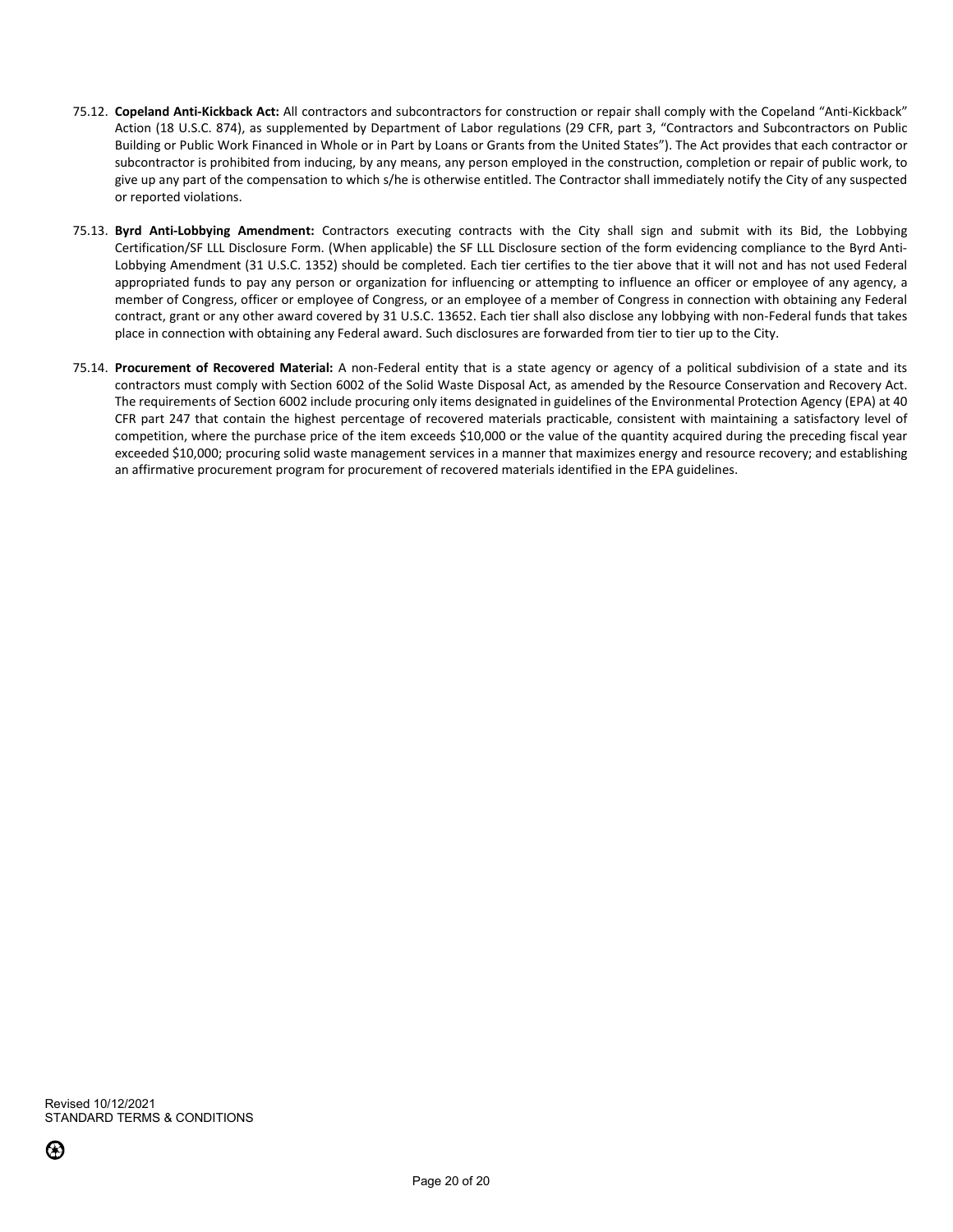75.12. **Copeland Anti-Kickback Act:** All contractors and subcontractors for construction or repair shall comply with the Copeland "Anti-Kickback" Action (18 U.S.C. 874), as supplemented by Department of Labor regulations (29 CFR, part 3, "Contractors and Subcontractors on Public Building or Public Work Financed in Whole or in Part by Loans or Grants from the United States"). The Act provides that each contractor or subcontractor is prohibited from inducing, by any means, any person employed in the construction, completion or repair of public work, to give up any part of the compensation to which s/he is otherwise entitled. The Contractor shall immediately notify the City of any suspected or reported violations.

75.13. **Byrd Anti-Lobbying Amendment:** Contractors executing contracts with the City shall sign and submit with its Bid, the Lobbying Certification/SF LLL Disclosure Form. (When applicable) the SF LLL Disclosure section of the form evidencing compliance to the Byrd Anti-Lobbying Amendment (31 U.S.C. 1352) should be completed. Each tier certifies to the tier above that it will not and has not used Federal appropriated funds to pay any person or organization for influencing or attempting to influence an officer or employee of any agency, a member of Congress, officer or employee of Congress, or an employee of a member of Congress in connection with obtaining any Federal contract, grant or any other award covered by 31 U.S.C. 13652. Each tier shall also disclose any lobbying with non-Federal funds that takes place in connection with obtaining any Federal award. Such disclosures are forwarded from tier to tier up to the City.

75.14. **Procurement of Recovered Material:** A non-Federal entity that is a state agency or agency of a political subdivision of a state and its contractors must comply with Section 6002 of the Solid Waste Disposal Act, as amended by the Resource Conservation and Recovery Act. The requirements of Section 6002 include procuring only items designated in guidelines of the Environmental Protection Agency (EPA) at 40 CFR part 247 that contain the highest percentage of recovered materials practicable, consistent with maintaining a satisfactory level of competition, where the purchase price of the item exceeds $10,000 or the value of the quantity acquired during the preceding fiscal year exceeded $10,000; procuring solid waste management services in a manner that maximizes energy and resource recovery; and establishing an affirmative procurement program for procurement of recovered materials identified in the EPA guidelines.